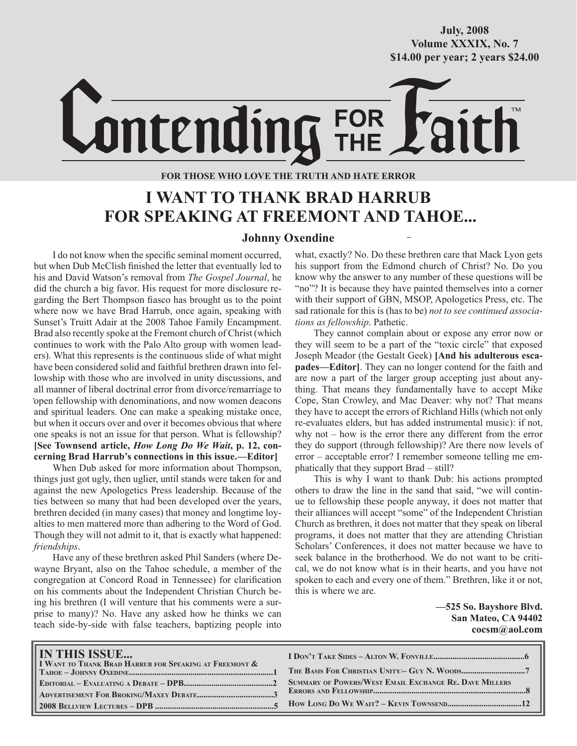July, 2008
Volume XXXIX, No. 7
$14.00 per year; 2 years $24.00

# Contending FOR THE Faith™

**FOR THOSE WHO LOVE THE TRUTH AND HATE ERROR**

## I WANT TO THANK BRAD HARRUB FOR SPEAKING AT FREEMONT AND TAHOE...

### Johnny Oxendine

I do not know when the specific seminal moment occurred, but when Dub McClish finished the letter that eventually led to his and David Watson's removal from *The Gospel Journal*, he did the church a big favor. His request for more disclosure regarding the Bert Thompson fiasco has brought us to the point where now we have Brad Harrub, once again, speaking with Sunset's Truitt Adair at the 2008 Tahoe Family Encampment. Brad also recently spoke at the Fremont church of Christ (which continues to work with the Palo Alto group with women leaders). What this represents is the continuous slide of what might have been considered solid and faithful brethren drawn into fellowship with those who are involved in unity discussions, and all manner of liberal doctrinal error from divorce/remarriage to open fellowship with denominations, and now women deacons and spiritual leaders. One can make a speaking mistake once, but when it occurs over and over it becomes obvious that where one speaks is not an issue for that person. What is fellowship? **[See Townsend article, *How Long Do We Wait*, p. 12, concerning Brad Harrub's connections in this issue.—Editor]**

When Dub asked for more information about Thompson, things just got ugly, then uglier, until stands were taken for and against the new Apologetics Press leadership. Because of the ties between so many that had been developed over the years, brethren decided (in many cases) that money and longtime loyalties to men mattered more than adhering to the Word of God. Though they will not admit to it, that is exactly what happened: *friendships*.

Have any of these brethren asked Phil Sanders (where Dewayne Bryant, also on the Tahoe schedule, a member of the congregation at Concord Road in Tennessee) for clarification on his comments about the Independent Christian Church being his brethren (I will venture that his comments were a surprise to many)? No. Have any asked how he thinks we can teach side-by-side with false teachers, baptizing people into what, exactly? No. Do these brethren care that Mack Lyon gets his support from the Edmond church of Christ? No. Do you know why the answer to any number of these questions will be "no"? It is because they have painted themselves into a corner with their support of GBN, MSOP, Apologetics Press, etc. The sad rationale for this is (has to be) *not to see continued associations as fellowship*. Pathetic.

They cannot complain about or expose any error now or they will seem to be a part of the "toxic circle" that exposed Joseph Meador (the Gestalt Geek) **[And his adulterous escapades—Editor]**. They can no longer contend for the faith and are now a part of the larger group accepting just about anything. That means they fundamentally have to accept Mike Cope, Stan Crowley, and Mac Deaver: why not? That means they have to accept the errors of Richland Hills (which not only re-evaluates elders, but has added instrumental music): if not, why not – how is the error there any different from the error they do support (through fellowship)? Are there now levels of error – acceptable error? I remember someone telling me emphatically that they support Brad – still?

This is why I want to thank Dub: his actions prompted others to draw the line in the sand that said, "we will continue to fellowship these people anyway, it does not matter that their alliances will accept "some" of the Independent Christian Church as brethren, it does not matter that they speak on liberal programs, it does not matter that they are attending Christian Scholars' Conferences, it does not matter because we have to seek balance in the brotherhood. We do not want to be critical, we do not know what is in their hearts, and you have not spoken to each and every one of them." Brethren, like it or not, this is where we are.

—525 So. Bayshore Blvd.
San Mateo, CA 94402
cocsm@aol.com

**IN THIS ISSUE...**

- I Want to Thank Brad Harrub for Speaking at Freemont & Tahoe – Johnny Oxedine....1
- Editorial – Evaluating a Debate – DPB....2
- Advertisement For Broking/Maxey Debate....3
- 2008 Bellview Lectures – DPB....5
- I Don't Take Sides – Alton W. Fonville....6
- The Basis For Christian Unity – Guy N. Woods....7
- Summary of Powers/West Email Exchange Re. Dave Millers Errors and Fellowship....8
- How Long Do We Wait? – Kevin Townsend....12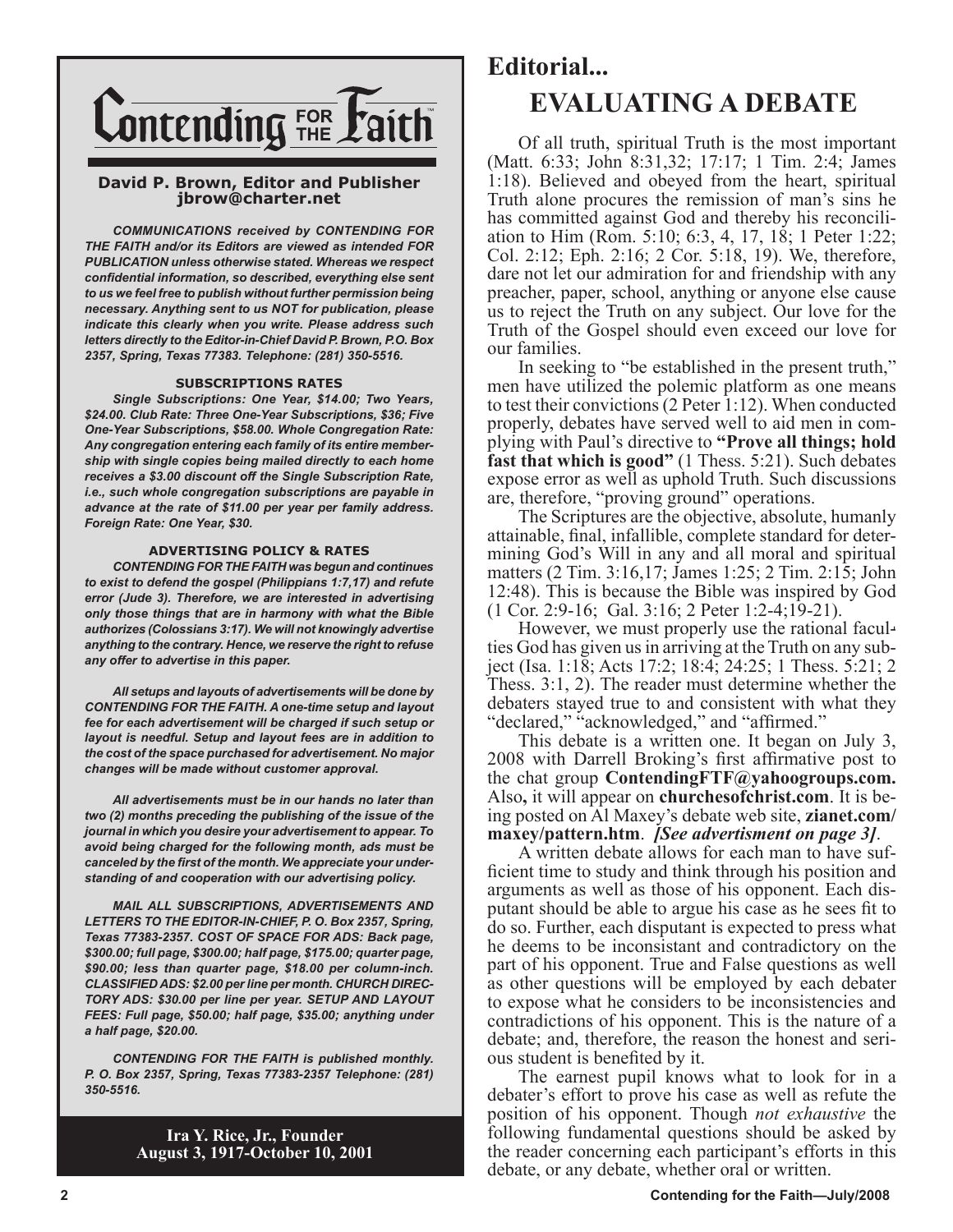# Contending FOR THE Faith

**David P. Brown, Editor and Publisher**
**jbrow@charter.net**

***COMMUNICATIONS received by CONTENDING FOR THE FAITH and/or its Editors are viewed as intended FOR PUBLICATION unless otherwise stated. Whereas we respect confidential information, so described, everything else sent to us we feel free to publish without further permission being necessary. Anything sent to us NOT for publication, please indicate this clearly when you write. Please address such letters directly to the Editor-in-Chief David P. Brown, P.O. Box 2357, Spring, Texas 77383. Telephone: (281) 350-5516.***

**SUBSCRIPTIONS RATES**

***Single Subscriptions: One Year, $14.00; Two Years, $24.00. Club Rate: Three One-Year Subscriptions, $36; Five One-Year Subscriptions, $58.00. Whole Congregation Rate: Any congregation entering each family of its entire membership with single copies being mailed directly to each home receives a $3.00 discount off the Single Subscription Rate, i.e., such whole congregation subscriptions are payable in advance at the rate of $11.00 per year per family address. Foreign Rate: One Year, $30.***

**ADVERTISING POLICY & RATES**

***CONTENDING FOR THE FAITH was begun and continues to exist to defend the gospel (Philippians 1:7,17) and refute error (Jude 3). Therefore, we are interested in advertising only those things that are in harmony with what the Bible authorizes (Colossians 3:17). We will not knowingly advertise anything to the contrary. Hence, we reserve the right to refuse any offer to advertise in this paper.***

***All setups and layouts of advertisements will be done by CONTENDING FOR THE FAITH. A one-time setup and layout fee for each advertisement will be charged if such setup or layout is needful. Setup and layout fees are in addition to the cost of the space purchased for advertisement. No major changes will be made without customer approval.***

***All advertisements must be in our hands no later than two (2) months preceding the publishing of the issue of the journal in which you desire your advertisement to appear. To avoid being charged for the following month, ads must be canceled by the first of the month. We appreciate your understanding of and cooperation with our advertising policy.***

***MAIL ALL SUBSCRIPTIONS, ADVERTISEMENTS AND LETTERS TO THE EDITOR-IN-CHIEF, P. O. Box 2357, Spring, Texas 77383-2357. COST OF SPACE FOR ADS: Back page, $300.00; full page, $300.00; half page, $175.00; quarter page, $90.00; less than quarter page, $18.00 per column-inch. CLASSIFIED ADS: $2.00 per line per month. CHURCH DIRECTORY ADS: $30.00 per line per year. SETUP AND LAYOUT FEES: Full page, $50.00; half page, $35.00; anything under a half page, $20.00.***

***CONTENDING FOR THE FAITH is published monthly. P. O. Box 2357, Spring, Texas 77383-2357 Telephone: (281) 350-5516.***

**Ira Y. Rice, Jr., Founder**
**August 3, 1917-October 10, 2001**

## Editorial...

# EVALUATING A DEBATE

Of all truth, spiritual Truth is the most important (Matt. 6:33; John 8:31,32; 17:17; 1 Tim. 2:4; James 1:18). Believed and obeyed from the heart, spiritual Truth alone procures the remission of man's sins he has committed against God and thereby his reconciliation to Him (Rom. 5:10; 6:3, 4, 17, 18; 1 Peter 1:22; Col. 2:12; Eph. 2:16; 2 Cor. 5:18, 19). We, therefore, dare not let our admiration for and friendship with any preacher, paper, school, anything or anyone else cause us to reject the Truth on any subject. Our love for the Truth of the Gospel should even exceed our love for our families.

In seeking to "be established in the present truth," men have utilized the polemic platform as one means to test their convictions (2 Peter 1:12). When conducted properly, debates have served well to aid men in complying with Paul's directive to **"Prove all things; hold fast that which is good"** (1 Thess. 5:21). Such debates expose error as well as uphold Truth. Such discussions are, therefore, "proving ground" operations.

The Scriptures are the objective, absolute, humanly attainable, final, infallible, complete standard for determining God's Will in any and all moral and spiritual matters (2 Tim. 3:16,17; James 1:25; 2 Tim. 2:15; John 12:48). This is because the Bible was inspired by God (1 Cor. 2:9-16; Gal. 3:16; 2 Peter 1:2-4;19-21).

However, we must properly use the rational faculties God has given us in arriving at the Truth on any subject (Isa. 1:18; Acts 17:2; 18:4; 24:25; 1 Thess. 5:21; 2 Thess. 3:1, 2). The reader must determine whether the debaters stayed true to and consistent with what they "declared," "acknowledged," and "affirmed."

This debate is a written one. It began on July 3, 2008 with Darrell Broking's first affirmative post to the chat group **ContendingFTF@yahoogroups.com.** Also**,** it will appear on **churchesofchrist.com**. It is being posted on Al Maxey's debate web site, **zianet.com/maxey/pattern.htm**. ***[See advertisment on page 3]***.

A written debate allows for each man to have sufficient time to study and think through his position and arguments as well as those of his opponent. Each disputant should be able to argue his case as he sees fit to do so. Further, each disputant is expected to press what he deems to be inconsistant and contradictory on the part of his opponent. True and False questions as well as other questions will be employed by each debater to expose what he considers to be inconsistencies and contradictions of his opponent. This is the nature of a debate; and, therefore, the reason the honest and serious student is benefited by it.

The earnest pupil knows what to look for in a debater's effort to prove his case as well as refute the position of his opponent. Though *not exhaustive* the following fundamental questions should be asked by the reader concerning each participant's efforts in this debate, or any debate, whether oral or written.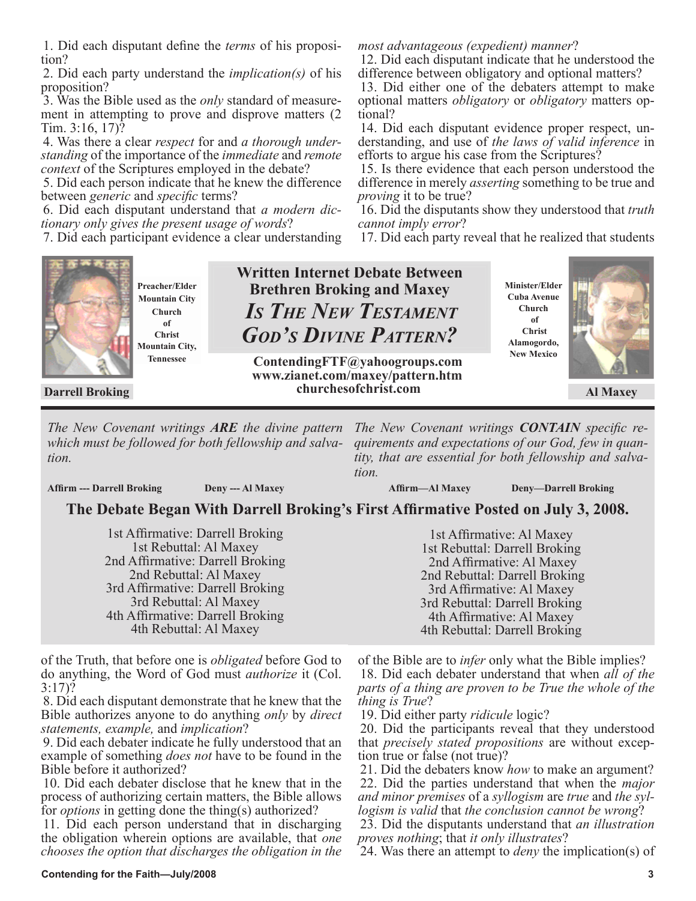1. Did each disputant define the *terms* of his proposition?

2. Did each party understand the *implication(s)* of his proposition?

3. Was the Bible used as the *only* standard of measurement in attempting to prove and disprove matters (2 Tim. 3:16, 17)?

4. Was there a clear *respect* for and *a thorough understanding* of the importance of the *immediate* and *remote context* of the Scriptures employed in the debate?

5. Did each person indicate that he knew the difference between *generic* and *specific* terms?

6. Did each disputant understand that *a modern dictionary only gives the present usage of words*?

7. Did each participant evidence a clear understanding of the Truth, that before one is *obligated* before God to do anything, the Word of God must *authorize* it (Col. 3:17)?

8. Did each disputant demonstrate that he knew that the Bible authorizes anyone to do anything *only* by *direct statements, example,* and *implication*?

9. Did each debater indicate he fully understood that an example of something *does not* have to be found in the Bible before it authorized?

10. Did each debater disclose that he knew that in the process of authorizing certain matters, the Bible allows for *options* in getting done the thing(s) authorized?

11. Did each person understand that in discharging the obligation wherein options are available, that *one chooses the option that discharges the obligation in the most advantageous (expedient) manner*?

12. Did each disputant indicate that he understood the difference between obligatory and optional matters?

13. Did either one of the debaters attempt to make optional matters *obligatory* or *obligatory* matters optional?

14. Did each disputant evidence proper respect, understanding, and use of *the laws of valid inference* in efforts to argue his case from the Scriptures?

15. Is there evidence that each person understood the difference in merely *asserting* something to be true and *proving* it to be true?

16. Did the disputants show they understood that *truth cannot imply error*?

17. Did each party reveal that he realized that students of the Bible are to *infer* only what the Bible implies?

18. Did each debater understand that when *all of the parts of a thing are proven to be True the whole of the thing is True*?

19. Did either party *ridicule* logic?

20. Did the participants reveal that they understood that *precisely stated propositions* are without exception true or false (not true)?

21. Did the debaters know *how* to make an argument?

22. Did the parties understand that when the *major and minor premises* of a *syllogism* are *true* and *the syllogism is valid* that *the conclusion cannot be wrong*?

23. Did the disputants understand that *an illustration proves nothing*; that *it only illustrates*?

24. Was there an attempt to *deny* the implication(s) of

---

**Darrell Broking**
Preacher/Elder
Mountain City Church of Christ
Mountain City, Tennessee

## Written Internet Debate Between Brethren Broking and Maxey

## *Is The New Testament God's Divine Pattern?*

**ContendingFTF@yahoogroups.com**
**www.zianet.com/maxey/pattern.htm**
**churchesofchrist.com**

**Al Maxey**
Minister/Elder
Cuba Avenue Church of Christ
Alamogordo, New Mexico

*The New Covenant writings **ARE** the divine pattern which must be followed for both fellowship and salvation.*

**Affirm --- Darrell Broking     Deny --- Al Maxey**

*The New Covenant writings **CONTAIN** specific requirements and expectations of our God, few in quantity, that are essential for both fellowship and salvation.*

**Affirm—Al Maxey     Deny—Darrell Broking**

### The Debate Began With Darrell Broking's First Affirmative Posted on July 3, 2008.

1st Affirmative: Darrell Broking
1st Rebuttal: Al Maxey
2nd Affirmative: Darrell Broking
2nd Rebuttal: Al Maxey
3rd Affirmative: Darrell Broking
3rd Rebuttal: Al Maxey
4th Affirmative: Darrell Broking
4th Rebuttal: Al Maxey

1st Affirmative: Al Maxey
1st Rebuttal: Darrell Broking
2nd Affirmative: Al Maxey
2nd Rebuttal: Darrell Broking
3rd Affirmative: Al Maxey
3rd Rebuttal: Darrell Broking
4th Affirmative: Al Maxey
4th Rebuttal: Darrell Broking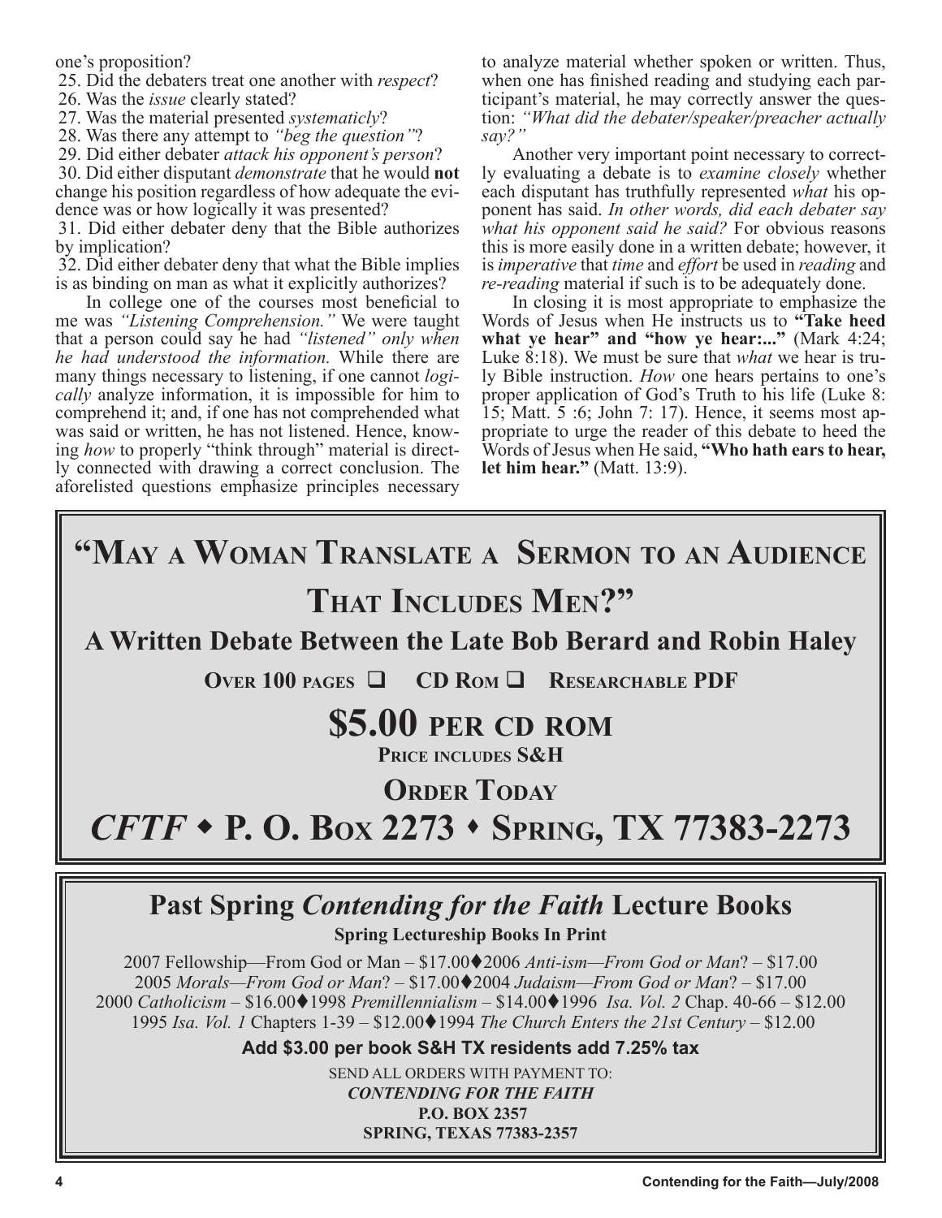one's proposition?

25. Did the debaters treat one another with *respect*?
26. Was the *issue* clearly stated?
27. Was the material presented *systematicly*?
28. Was there any attempt to *"beg the question"*?
29. Did either debater *attack his opponent's person*?
30. Did either disputant *demonstrate* that he would **not** change his position regardless of how adequate the evidence was or how logically it was presented?
31. Did either debater deny that the Bible authorizes by implication?
32. Did either debater deny that what the Bible implies is as binding on man as what it explicitly authorizes?

In college one of the courses most beneficial to me was *"Listening Comprehension."* We were taught that a person could say he had *"listened" only when he had understood the information.* While there are many things necessary to listening, if one cannot *logically* analyze information, it is impossible for him to comprehend it; and, if one has not comprehended what was said or written, he has not listened. Hence, knowing *how* to properly "think through" material is directly connected with drawing a correct conclusion. The aforelisted questions emphasize principles necessary to analyze material whether spoken or written. Thus, when one has finished reading and studying each participant's material, he may correctly answer the question: *"What did the debater/speaker/preacher actually say?"*

Another very important point necessary to correctly evaluating a debate is to *examine closely* whether each disputant has truthfully represented *what* his opponent has said. *In other words, did each debater say what his opponent said he said?* For obvious reasons this is more easily done in a written debate; however, it is *imperative* that *time* and *effort* be used in *reading* and *re-reading* material if such is to be adequately done.

In closing it is most appropriate to emphasize the Words of Jesus when He instructs us to **"Take heed what ye hear" and "how ye hear:..."** (Mark 4:24; Luke 8:18). We must be sure that *what* we hear is truly Bible instruction. *How* one hears pertains to one's proper application of God's Truth to his life (Luke 8: 15; Matt. 5 :6; John 7: 17). Hence, it seems most appropriate to urge the reader of this debate to heed the Words of Jesus when He said, **"Who hath ears to hear, let him hear."** (Matt. 13:9).

---

# "May a Woman Translate a Sermon to an Audience That Includes Men?"

## A Written Debate Between the Late Bob Berard and Robin Haley

**Over 100 pages ❑ CD Rom ❑ Researchable PDF**

## $5.00 per CD ROM

**Price includes S&H**

**Order Today**

## *CFTF* • P. O. Box 2273 • Spring, TX 77383-2273

---

## Past Spring *Contending for the Faith* Lecture Books

**Spring Lectureship Books In Print**

2007 Fellowship—From God or Man – $17.00♦2006 *Anti-ism—From God or Man*? – $17.00
2005 *Morals—From God or Man*? – $17.00♦2004 *Judaism—From God or Man*? – $17.00
2000 *Catholicism* – $16.00♦1998 *Premillennialism* – $14.00♦1996 *Isa. Vol. 2* Chap. 40-66 – $12.00
1995 *Isa. Vol. 1* Chapters 1-39 – $12.00♦1994 *The Church Enters the 21st Century* – $12.00

**Add $3.00 per book S&H TX residents add 7.25% tax**

SEND ALL ORDERS WITH PAYMENT TO:
***CONTENDING FOR THE FAITH***
**P.O. BOX 2357**
**SPRING, TEXAS 77383-2357**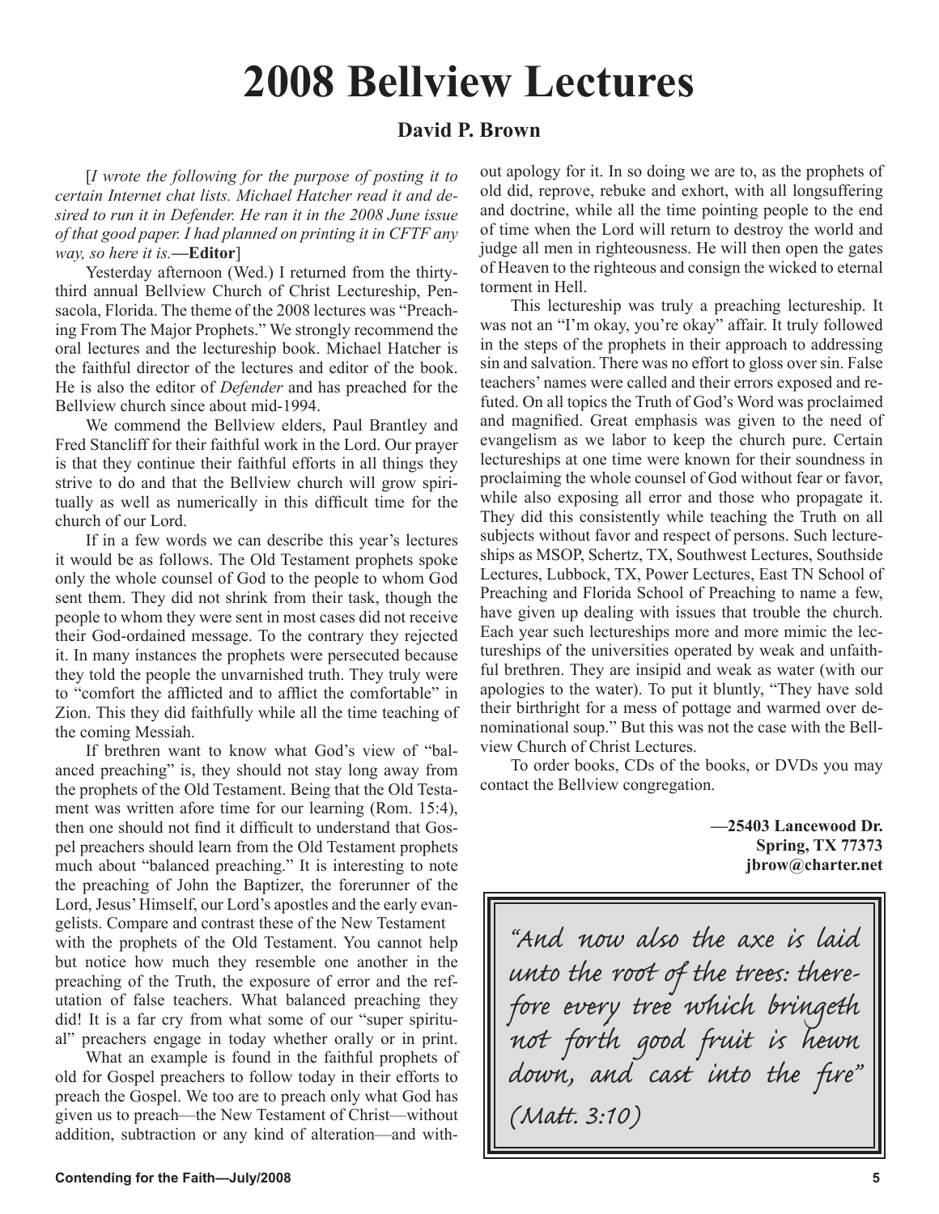# 2008 Bellview Lectures

### David P. Brown

[*I wrote the following for the purpose of posting it to certain Internet chat lists. Michael Hatcher read it and desired to run it in Defender. He ran it in the 2008 June issue of that good paper. I had planned on printing it in CFTF any way, so here it is.*—**Editor**]

Yesterday afternoon (Wed.) I returned from the thirty-third annual Bellview Church of Christ Lectureship, Pensacola, Florida. The theme of the 2008 lectures was "Preaching From The Major Prophets." We strongly recommend the oral lectures and the lectureship book. Michael Hatcher is the faithful director of the lectures and editor of the book. He is also the editor of *Defender* and has preached for the Bellview church since about mid-1994.

We commend the Bellview elders, Paul Brantley and Fred Stancliff for their faithful work in the Lord. Our prayer is that they continue their faithful efforts in all things they strive to do and that the Bellview church will grow spiritually as well as numerically in this difficult time for the church of our Lord.

If in a few words we can describe this year's lectures it would be as follows. The Old Testament prophets spoke only the whole counsel of God to the people to whom God sent them. They did not shrink from their task, though the people to whom they were sent in most cases did not receive their God-ordained message. To the contrary they rejected it. In many instances the prophets were persecuted because they told the people the unvarnished truth. They truly were to "comfort the afflicted and to afflict the comfortable" in Zion. This they did faithfully while all the time teaching of the coming Messiah.

If brethren want to know what God's view of "balanced preaching" is, they should not stay long away from the prophets of the Old Testament. Being that the Old Testament was written afore time for our learning (Rom. 15:4), then one should not find it difficult to understand that Gospel preachers should learn from the Old Testament prophets much about "balanced preaching." It is interesting to note the preaching of John the Baptizer, the forerunner of the Lord, Jesus' Himself, our Lord's apostles and the early evangelists. Compare and contrast these of the New Testament with the prophets of the Old Testament. You cannot help but notice how much they resemble one another in the preaching of the Truth, the exposure of error and the refutation of false teachers. What balanced preaching they did! It is a far cry from what some of our "super spiritual" preachers engage in today whether orally or in print.

What an example is found in the faithful prophets of old for Gospel preachers to follow today in their efforts to preach the Gospel. We too are to preach only what God has given us to preach—the New Testament of Christ—without addition, subtraction or any kind of alteration—and without apology for it. In so doing we are to, as the prophets of old did, reprove, rebuke and exhort, with all longsuffering and doctrine, while all the time pointing people to the end of time when the Lord will return to destroy the world and judge all men in righteousness. He will then open the gates of Heaven to the righteous and consign the wicked to eternal torment in Hell.

This lectureship was truly a preaching lectureship. It was not an "I'm okay, you're okay" affair. It truly followed in the steps of the prophets in their approach to addressing sin and salvation. There was no effort to gloss over sin. False teachers' names were called and their errors exposed and refuted. On all topics the Truth of God's Word was proclaimed and magnified. Great emphasis was given to the need of evangelism as we labor to keep the church pure. Certain lectureships at one time were known for their soundness in proclaiming the whole counsel of God without fear or favor, while also exposing all error and those who propagate it. They did this consistently while teaching the Truth on all subjects without favor and respect of persons. Such lectureships as MSOP, Schertz, TX, Southwest Lectures, Southside Lectures, Lubbock, TX, Power Lectures, East TN School of Preaching and Florida School of Preaching to name a few, have given up dealing with issues that trouble the church. Each year such lectureships more and more mimic the lectureships of the universities operated by weak and unfaithful brethren. They are insipid and weak as water (with our apologies to the water). To put it bluntly, "They have sold their birthright for a mess of pottage and warmed over denominational soup." But this was not the case with the Bellview Church of Christ Lectures.

To order books, CDs of the books, or DVDs you may contact the Bellview congregation.

**—25403 Lancewood Dr.**
**Spring, TX 77373**
**jbrow@charter.net**

*"And now also the axe is laid unto the root of the trees: therefore every tree which bringeth not forth good fruit is hewn down, and cast into the fire"*

*(Matt. 3:10)*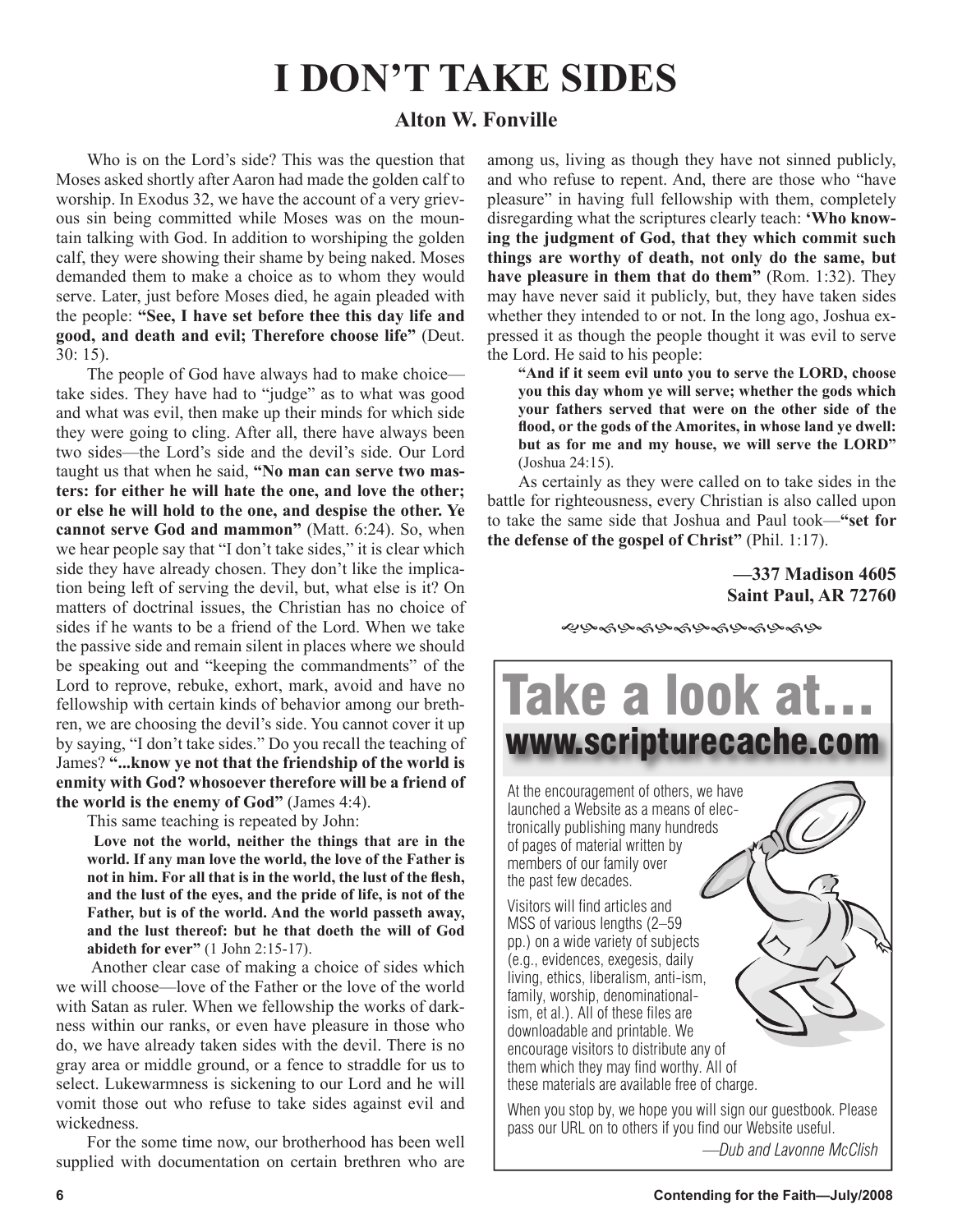# I DON'T TAKE SIDES

### Alton W. Fonville

Who is on the Lord's side? This was the question that Moses asked shortly after Aaron had made the golden calf to worship. In Exodus 32, we have the account of a very grievous sin being committed while Moses was on the mountain talking with God. In addition to worshiping the golden calf, they were showing their shame by being naked. Moses demanded them to make a choice as to whom they would serve. Later, just before Moses died, he again pleaded with the people: **"See, I have set before thee this day life and good, and death and evil; Therefore choose life"** (Deut. 30: 15).

The people of God have always had to make choice—take sides. They have had to "judge" as to what was good and what was evil, then make up their minds for which side they were going to cling. After all, there have always been two sides—the Lord's side and the devil's side. Our Lord taught us that when he said, **"No man can serve two masters: for either he will hate the one, and love the other; or else he will hold to the one, and despise the other. Ye cannot serve God and mammon"** (Matt. 6:24). So, when we hear people say that "I don't take sides," it is clear which side they have already chosen. They don't like the implication being left of serving the devil, but, what else is it? On matters of doctrinal issues, the Christian has no choice of sides if he wants to be a friend of the Lord. When we take the passive side and remain silent in places where we should be speaking out and "keeping the commandments" of the Lord to reprove, rebuke, exhort, mark, avoid and have no fellowship with certain kinds of behavior among our brethren, we are choosing the devil's side. You cannot cover it up by saying, "I don't take sides." Do you recall the teaching of James? **"...know ye not that the friendship of the world is enmity with God? whosoever therefore will be a friend of the world is the enemy of God"** (James 4:4).

This same teaching is repeated by John:

> **Love not the world, neither the things that are in the world. If any man love the world, the love of the Father is not in him. For all that is in the world, the lust of the flesh, and the lust of the eyes, and the pride of life, is not of the Father, but is of the world. And the world passeth away, and the lust thereof: but he that doeth the will of God abideth for ever"** (1 John 2:15-17).

Another clear case of making a choice of sides which we will choose—love of the Father or the love of the world with Satan as ruler. When we fellowship the works of darkness within our ranks, or even have pleasure in those who do, we have already taken sides with the devil. There is no gray area or middle ground, or a fence to straddle for us to select. Lukewarmness is sickening to our Lord and he will vomit those out who refuse to take sides against evil and wickedness.

For the some time now, our brotherhood has been well supplied with documentation on certain brethren who are among us, living as though they have not sinned publicly, and who refuse to repent. And, there are those who "have pleasure" in having full fellowship with them, completely disregarding what the scriptures clearly teach: **'Who knowing the judgment of God, that they which commit such things are worthy of death, not only do the same, but have pleasure in them that do them"** (Rom. 1:32). They may have never said it publicly, but, they have taken sides whether they intended to or not. In the long ago, Joshua expressed it as though the people thought it was evil to serve the Lord. He said to his people:

> **"And if it seem evil unto you to serve the LORD, choose you this day whom ye will serve; whether the gods which your fathers served that were on the other side of the flood, or the gods of the Amorites, in whose land ye dwell: but as for me and my house, we will serve the LORD"** (Joshua 24:15).

As certainly as they were called on to take sides in the battle for righteousness, every Christian is also called upon to take the same side that Joshua and Paul took—**"set for the defense of the gospel of Christ"** (Phil. 1:17).

**—337 Madison 4605**
**Saint Paul, AR 72760**

---

# Take a look at…
## www.scripturecache.com

At the encouragement of others, we have launched a Website as a means of electronically publishing many hundreds of pages of material written by members of our family over the past few decades.

Visitors will find articles and MSS of various lengths (2–59 pp.) on a wide variety of subjects (e.g., evidences, exegesis, daily living, ethics, liberalism, anti-ism, family, worship, denominationalism, et al.). All of these files are downloadable and printable. We encourage visitors to distribute any of them which they may find worthy. All of these materials are available free of charge.

When you stop by, we hope you will sign our guestbook. Please pass our URL on to others if you find our Website useful.

*—Dub and Lavonne McClish*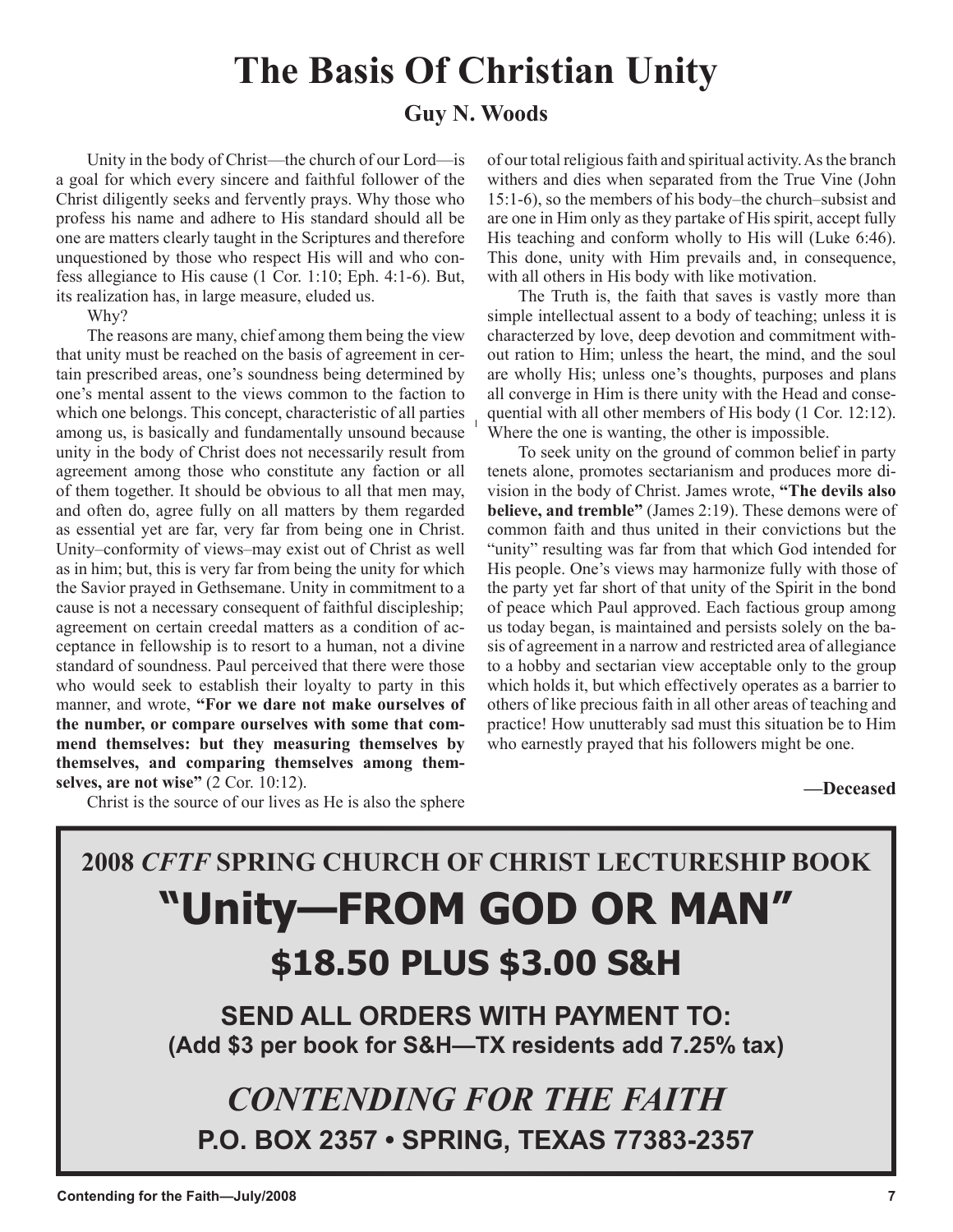# The Basis Of Christian Unity

**Guy N. Woods**

Unity in the body of Christ—the church of our Lord—is a goal for which every sincere and faithful follower of the Christ diligently seeks and fervently prays. Why those who profess his name and adhere to His standard should all be one are matters clearly taught in the Scriptures and therefore unquestioned by those who respect His will and who confess allegiance to His cause (1 Cor. 1:10; Eph. 4:1-6). But, its realization has, in large measure, eluded us.

Why?

The reasons are many, chief among them being the view that unity must be reached on the basis of agreement in certain prescribed areas, one's soundness being determined by one's mental assent to the views common to the faction to which one belongs. This concept, characteristic of all parties among us, is basically and fundamentally unsound because unity in the body of Christ does not necessarily result from agreement among those who constitute any faction or all of them together. It should be obvious to all that men may, and often do, agree fully on all matters by them regarded as essential yet are far, very far from being one in Christ. Unity–conformity of views–may exist out of Christ as well as in him; but, this is very far from being the unity for which the Savior prayed in Gethsemane. Unity in commitment to a cause is not a necessary consequent of faithful discipleship; agreement on certain creedal matters as a condition of acceptance in fellowship is to resort to a human, not a divine standard of soundness. Paul perceived that there were those who would seek to establish their loyalty to party in this manner, and wrote, **"For we dare not make ourselves of the number, or compare ourselves with some that commend themselves: but they measuring themselves by themselves, and comparing themselves among themselves, are not wise"** (2 Cor. 10:12).

Christ is the source of our lives as He is also the sphere of our total religious faith and spiritual activity. As the branch withers and dies when separated from the True Vine (John 15:1-6), so the members of his body–the church–subsist and are one in Him only as they partake of His spirit, accept fully His teaching and conform wholly to His will (Luke 6:46). This done, unity with Him prevails and, in consequence, with all others in His body with like motivation.

The Truth is, the faith that saves is vastly more than simple intellectual assent to a body of teaching; unless it is characterzed by love, deep devotion and commitment without ration to Him; unless the heart, the mind, and the soul are wholly His; unless one's thoughts, purposes and plans all converge in Him is there unity with the Head and consequential with all other members of His body (1 Cor. 12:12). Where the one is wanting, the other is impossible.

To seek unity on the ground of common belief in party tenets alone, promotes sectarianism and produces more division in the body of Christ. James wrote, **"The devils also believe, and tremble"** (James 2:19). These demons were of common faith and thus united in their convictions but the "unity" resulting was far from that which God intended for His people. One's views may harmonize fully with those of the party yet far short of that unity of the Spirit in the bond of peace which Paul approved. Each factious group among us today began, is maintained and persists solely on the basis of agreement in a narrow and restricted area of allegiance to a hobby and sectarian view acceptable only to the group which holds it, but which effectively operates as a barrier to others of like precious faith in all other areas of teaching and practice! How unutterably sad must this situation be to Him who earnestly prayed that his followers might be one.

**—Deceased**

---

**2008 *CFTF* SPRING CHURCH OF CHRIST LECTURESHIP BOOK**

## "Unity—FROM GOD OR MAN"

### $18.50 PLUS $3.00 S&H

**SEND ALL ORDERS WITH PAYMENT TO:**
**(Add $3 per book for S&H—TX residents add 7.25% tax)**

***CONTENDING FOR THE FAITH***

**P.O. BOX 2357 • SPRING, TEXAS 77383-2357**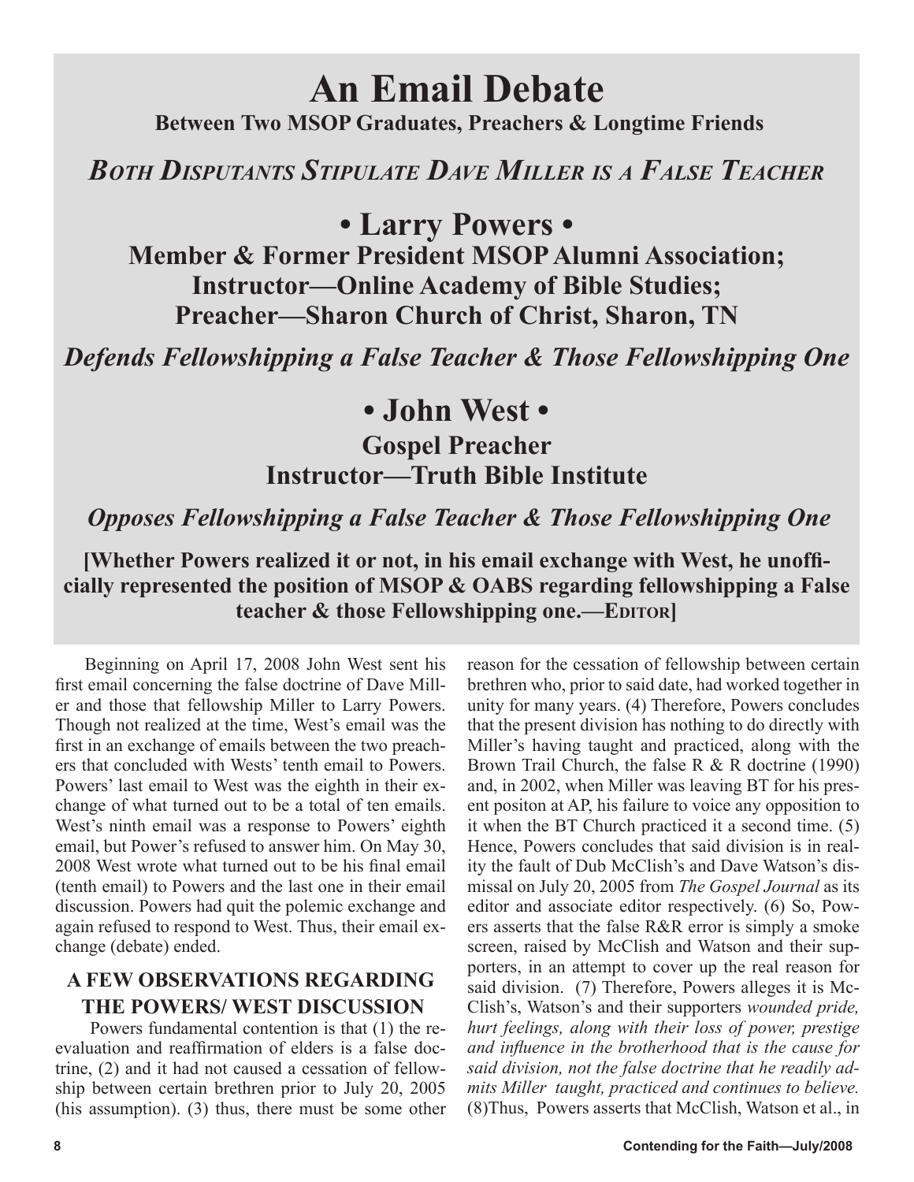# An Email Debate

**Between Two MSOP Graduates, Preachers & Longtime Friends**

## *Both Disputants Stipulate Dave Miller is a False Teacher*

## • Larry Powers •

**Member & Former President MSOP Alumni Association; Instructor—Online Academy of Bible Studies; Preacher—Sharon Church of Christ, Sharon, TN**

***Defends Fellowshipping a False Teacher & Those Fellowshipping One***

## • John West •

**Gospel Preacher**
**Instructor—Truth Bible Institute**

***Opposes Fellowshipping a False Teacher & Those Fellowshipping One***

**[Whether Powers realized it or not, in his email exchange with West, he unofficially represented the position of MSOP & OABS regarding fellowshipping a False teacher & those Fellowshipping one.—Editor]**

Beginning on April 17, 2008 John West sent his first email concerning the false doctrine of Dave Miller and those that fellowship Miller to Larry Powers. Though not realized at the time, West's email was the first in an exchange of emails between the two preachers that concluded with Wests' tenth email to Powers. Powers' last email to West was the eighth in their exchange of what turned out to be a total of ten emails. West's ninth email was a response to Powers' eighth email, but Power's refused to answer him. On May 30, 2008 West wrote what turned out to be his final email (tenth email) to Powers and the last one in their email discussion. Powers had quit the polemic exchange and again refused to respond to West. Thus, their email exchange (debate) ended.

### A FEW OBSERVATIONS REGARDING THE POWERS/ WEST DISCUSSION

Powers fundamental contention is that (1) the reevaluation and reaffirmation of elders is a false doctrine, (2) and it had not caused a cessation of fellowship between certain brethren prior to July 20, 2005 (his assumption). (3) thus, there must be some other reason for the cessation of fellowship between certain brethren who, prior to said date, had worked together in unity for many years. (4) Therefore, Powers concludes that the present division has nothing to do directly with Miller's having taught and practiced, along with the Brown Trail Church, the false R & R doctrine (1990) and, in 2002, when Miller was leaving BT for his present positon at AP, his failure to voice any opposition to it when the BT Church practiced it a second time. (5) Hence, Powers concludes that said division is in reality the fault of Dub McClish's and Dave Watson's dismissal on July 20, 2005 from *The Gospel Journal* as its editor and associate editor respectively. (6) So, Powers asserts that the false R&R error is simply a smoke screen, raised by McClish and Watson and their supporters, in an attempt to cover up the real reason for said division. (7) Therefore, Powers alleges it is McClish's, Watson's and their supporters *wounded pride, hurt feelings, along with their loss of power, prestige and influence in the brotherhood that is the cause for said division, not the false doctrine that he readily admits Miller taught, practiced and continues to believe.* (8)Thus, Powers asserts that McClish, Watson et al., in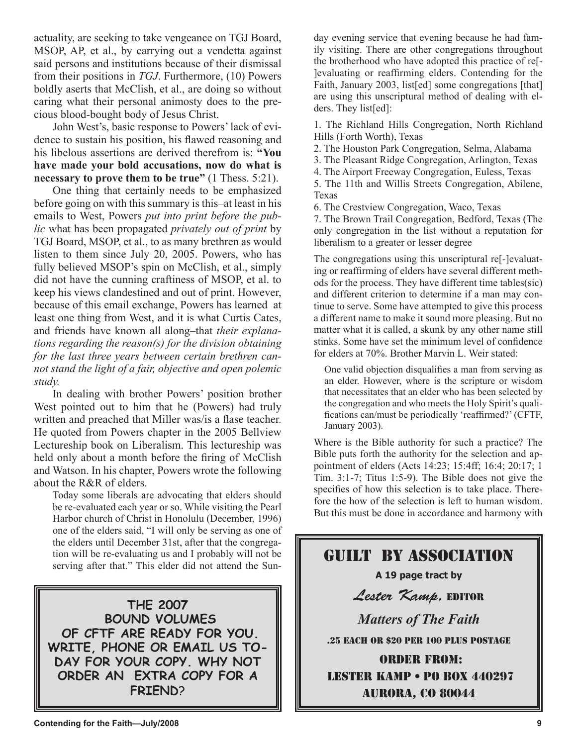actuality, are seeking to take vengeance on TGJ Board, MSOP, AP, et al., by carrying out a vendetta against said persons and institutions because of their dismissal from their positions in *TGJ*. Furthermore, (10) Powers boldly aserts that McClish, et al., are doing so without caring what their personal animosty does to the precious blood-bought body of Jesus Christ.

John West's, basic response to Powers' lack of evidence to sustain his position, his flawed reasoning and his libelous assertions are derived therefrom is: **"You have made your bold accusations, now do what is necessary to prove them to be true"** (1 Thess. 5:21).

One thing that certainly needs to be emphasized before going on with this summary is this–at least in his emails to West, Powers *put into print before the public* what has been propagated *privately out of print* by TGJ Board, MSOP, et al., to as many brethren as would listen to them since July 20, 2005. Powers, who has fully believed MSOP's spin on McClish, et al., simply did not have the cunning craftiness of MSOP, et al. to keep his views clandestined and out of print. However, because of this email exchange, Powers has learned at least one thing from West, and it is what Curtis Cates, and friends have known all along–that *their explanations regarding the reason(s) for the division obtaining for the last three years between certain brethren cannot stand the light of a fair, objective and open polemic study.*

In dealing with brother Powers' position brother West pointed out to him that he (Powers) had truly written and preached that Miller was/is a flase teacher. He quoted from Powers chapter in the 2005 Bellview Lectureship book on Liberalism. This lectureship was held only about a month before the firing of McClish and Watson. In his chapter, Powers wrote the following about the R&R of elders.

> Today some liberals are advocating that elders should be re-evaluated each year or so. While visiting the Pearl Harbor church of Christ in Honolulu (December, 1996) one of the elders said, "I will only be serving as one of the elders until December 31st, after that the congregation will be re-evaluating us and I probably will not be serving after that." This elder did not attend the Sunday evening service that evening because he had family visiting. There are other congregations throughout the brotherhood who have adopted this practice of re[-]evaluating or reaffirming elders. Contending for the Faith, January 2003, list[ed] some congregations [that] are using this unscriptural method of dealing with elders. They list[ed]:
>
> 1. The Richland Hills Congregation, North Richland Hills (Forth Worth), Texas
> 2. The Houston Park Congregation, Selma, Alabama
> 3. The Pleasant Ridge Congregation, Arlington, Texas
> 4. The Airport Freeway Congregation, Euless, Texas
> 5. The 11th and Willis Streets Congregation, Abilene, Texas
> 6. The Crestview Congregation, Waco, Texas
> 7. The Brown Trail Congregation, Bedford, Texas (The only congregation in the list without a reputation for liberalism to a greater or lesser degree
>
> The congregations using this unscriptural re[-]evaluating or reaffirming of elders have several different methods for the process. They have different time tables(sic) and different criterion to determine if a man may continue to serve. Some have attempted to give this process a different name to make it sound more pleasing. But no matter what it is called, a skunk by any other name still stinks. Some have set the minimum level of confidence for elders at 70%. Brother Marvin L. Weir stated:
>
> > One valid objection disqualifies a man from serving as an elder. However, where is the scripture or wisdom that necessitates that an elder who has been selected by the congregation and who meets the Holy Spirit's qualifications can/must be periodically 'reaffirmed?' (CFTF, January 2003).
>
> Where is the Bible authority for such a practice? The Bible puts forth the authority for the selection and appointment of elders (Acts 14:23; 15:4ff; 16:4; 20:17; 1 Tim. 3:1-7; Titus 1:5-9). The Bible does not give the specifics of how this selection is to take place. Therefore the how of the selection is left to human wisdom. But this must be done in accordance and harmony with

---

**THE 2007 BOUND VOLUMES OF CFTF ARE READY FOR YOU. WRITE, PHONE OR EMAIL US TODAY FOR YOUR COPY. WHY NOT ORDER AN EXTRA COPY FOR A FRIEND?**

---

## GUILT BY ASSOCIATION

**A 19 page tract by**

*Lester Kamp,* EDITOR

*Matters of The Faith*

.25 EACH OR $20 PER 100 PLUS POSTAGE

ORDER FROM:
LESTER KAMP • PO BOX 440297
AURORA, CO 80044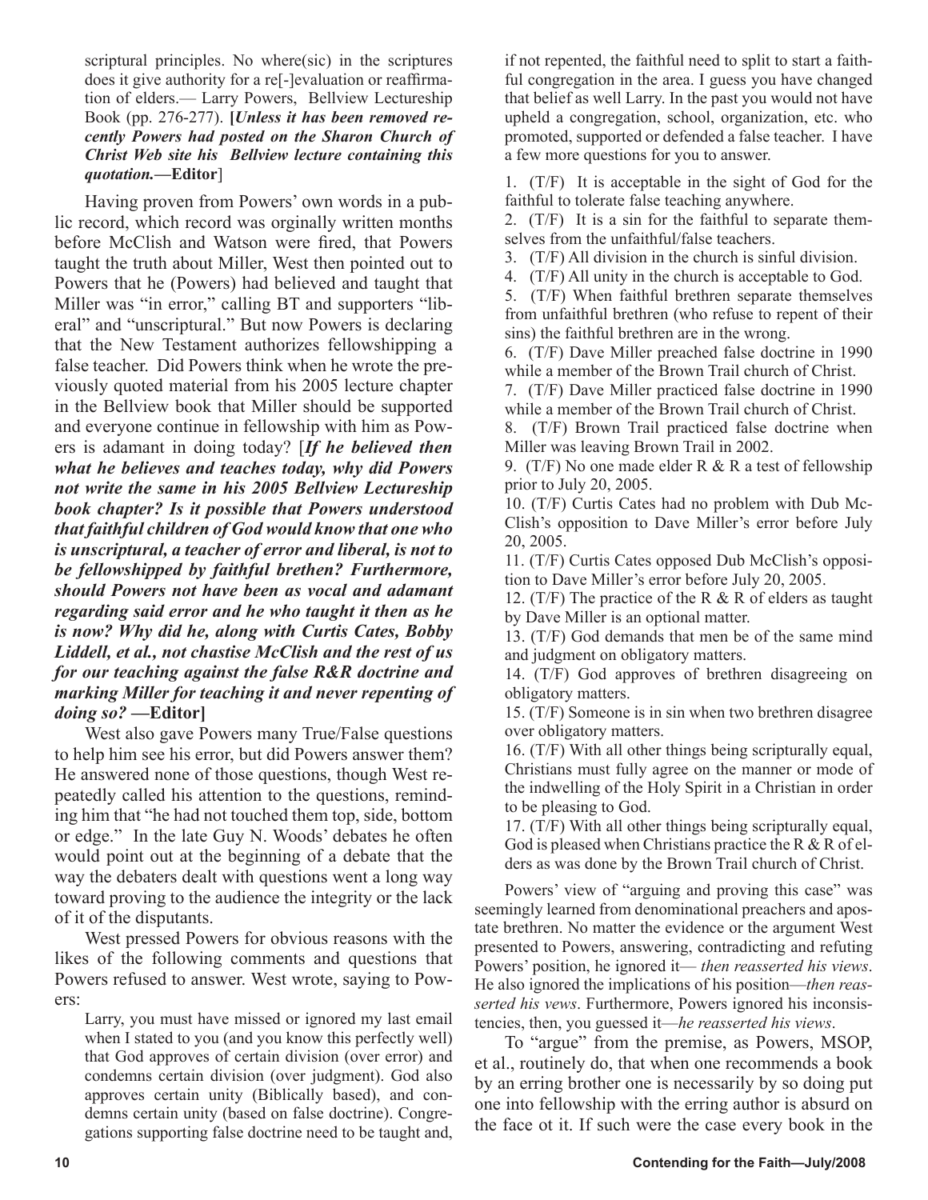scriptural principles. No where(sic) in the scriptures does it give authority for a re[-]evaluation or reaffirmation of elders.— Larry Powers, Bellview Lectureship Book (pp. 276-277). **[*Unless it has been removed recently Powers had posted on the Sharon Church of Christ Web site his Bellview lecture containing this quotation.*—Editor**]

Having proven from Powers' own words in a public record, which record was orginally written months before McClish and Watson were fired, that Powers taught the truth about Miller, West then pointed out to Powers that he (Powers) had believed and taught that Miller was "in error," calling BT and supporters "liberal" and "unscriptural." But now Powers is declaring that the New Testament authorizes fellowshipping a false teacher. Did Powers think when he wrote the previously quoted material from his 2005 lecture chapter in the Bellview book that Miller should be supported and everyone continue in fellowship with him as Powers is adamant in doing today? [***If he believed then what he believes and teaches today, why did Powers not write the same in his 2005 Bellview Lectureship book chapter? Is it possible that Powers understood that faithful children of God would know that one who is unscriptural, a teacher of error and liberal, is not to be fellowshipped by faithful brethen? Furthermore, should Powers not have been as vocal and adamant regarding said error and he who taught it then as he is now? Why did he, along with Curtis Cates, Bobby Liddell, et al., not chastise McClish and the rest of us for our teaching against the false R&R doctrine and marking Miller for teaching it and never repenting of doing so?* —Editor]**

West also gave Powers many True/False questions to help him see his error, but did Powers answer them? He answered none of those questions, though West repeatedly called his attention to the questions, reminding him that "he had not touched them top, side, bottom or edge." In the late Guy N. Woods' debates he often would point out at the beginning of a debate that the way the debaters dealt with questions went a long way toward proving to the audience the integrity or the lack of it of the disputants.

West pressed Powers for obvious reasons with the likes of the following comments and questions that Powers refused to answer. West wrote, saying to Powers:

> Larry, you must have missed or ignored my last email when I stated to you (and you know this perfectly well) that God approves of certain division (over error) and condemns certain division (over judgment). God also approves certain unity (Biblically based), and condemns certain unity (based on false doctrine). Congregations supporting false doctrine need to be taught and, if not repented, the faithful need to split to start a faithful congregation in the area. I guess you have changed that belief as well Larry. In the past you would not have upheld a congregation, school, organization, etc. who promoted, supported or defended a false teacher. I have a few more questions for you to answer.
>
> 1. (T/F) It is acceptable in the sight of God for the faithful to tolerate false teaching anywhere.
> 2. (T/F) It is a sin for the faithful to separate themselves from the unfaithful/false teachers.
> 3. (T/F) All division in the church is sinful division.
> 4. (T/F) All unity in the church is acceptable to God.
> 5. (T/F) When faithful brethren separate themselves from unfaithful brethren (who refuse to repent of their sins) the faithful brethren are in the wrong.
> 6. (T/F) Dave Miller preached false doctrine in 1990 while a member of the Brown Trail church of Christ.
> 7. (T/F) Dave Miller practiced false doctrine in 1990 while a member of the Brown Trail church of Christ.
> 8. (T/F) Brown Trail practiced false doctrine when Miller was leaving Brown Trail in 2002.
> 9. (T/F) No one made elder R & R a test of fellowship prior to July 20, 2005.
> 10. (T/F) Curtis Cates had no problem with Dub McClish's opposition to Dave Miller's error before July 20, 2005.
> 11. (T/F) Curtis Cates opposed Dub McClish's opposition to Dave Miller's error before July 20, 2005.
> 12. (T/F) The practice of the R & R of elders as taught by Dave Miller is an optional matter.
> 13. (T/F) God demands that men be of the same mind and judgment on obligatory matters.
> 14. (T/F) God approves of brethren disagreeing on obligatory matters.
> 15. (T/F) Someone is in sin when two brethren disagree over obligatory matters.
> 16. (T/F) With all other things being scripturally equal, Christians must fully agree on the manner or mode of the indwelling of the Holy Spirit in a Christian in order to be pleasing to God.
> 17. (T/F) With all other things being scripturally equal, God is pleased when Christians practice the R & R of elders as was done by the Brown Trail church of Christ.

Powers' view of "arguing and proving this case" was seemingly learned from denominational preachers and apostate brethren. No matter the evidence or the argument West presented to Powers, answering, contradicting and refuting Powers' position, he ignored it— *then reasserted his views*. He also ignored the implications of his position—*then reasserted his vews*. Furthermore, Powers ignored his inconsistencies, then, you guessed it—*he reasserted his views*.

To "argue" from the premise, as Powers, MSOP, et al., routinely do, that when one recommends a book by an erring brother one is necessarily by so doing put one into fellowship with the erring author is absurd on the face ot it. If such were the case every book in the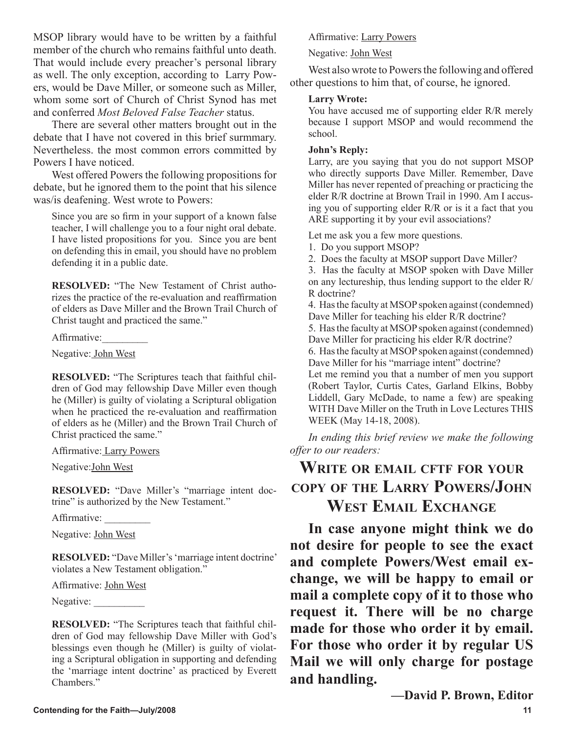MSOP library would have to be written by a faithful member of the church who remains faithful unto death. That would include every preacher's personal library as well. The only exception, according to Larry Powers, would be Dave Miller, or someone such as Miller, whom some sort of Church of Christ Synod has met and conferred *Most Beloved False Teacher* status.

There are several other matters brought out in the debate that I have not covered in this brief surmmary. Nevertheless. the most common errors committed by Powers I have noticed.

West offered Powers the following propositions for debate, but he ignored them to the point that his silence was/is deafening. West wrote to Powers:

> Since you are so firm in your support of a known false teacher, I will challenge you to a four night oral debate. I have listed propositions for you. Since you are bent on defending this in email, you should have no problem defending it in a public date.
>
> **RESOLVED:** "The New Testament of Christ authorizes the practice of the re-evaluation and reaffirmation of elders as Dave Miller and the Brown Trail Church of Christ taught and practiced the same."
>
> Affirmative:_________
>
> Negative: John West
>
> **RESOLVED:** "The Scriptures teach that faithful children of God may fellowship Dave Miller even though he (Miller) is guilty of violating a Scriptural obligation when he practiced the re-evaluation and reaffirmation of elders as he (Miller) and the Brown Trail Church of Christ practiced the same."
>
> Affirmative: Larry Powers
>
> Negative:John West
>
> **RESOLVED:** "Dave Miller's "marriage intent doctrine" is authorized by the New Testament."
>
> Affirmative: _________
>
> Negative: John West
>
> **RESOLVED:** "Dave Miller's 'marriage intent doctrine' violates a New Testament obligation."
>
> Affirmative: John West
>
> Negative: __________
>
> **RESOLVED:** "The Scriptures teach that faithful children of God may fellowship Dave Miller with God's blessings even though he (Miller) is guilty of violating a Scriptural obligation in supporting and defending the 'marriage intent doctrine' as practiced by Everett Chambers."
>
> Affirmative: Larry Powers
>
> Negative: John West

West also wrote to Powers the following and offered other questions to him that, of course, he ignored.

> **Larry Wrote:**
>
> You have accused me of supporting elder R/R merely because I support MSOP and would recommend the school.
>
> **John's Reply:**
>
> Larry, are you saying that you do not support MSOP who directly supports Dave Miller. Remember, Dave Miller has never repented of preaching or practicing the elder R/R doctrine at Brown Trail in 1990. Am I accusing you of supporting elder R/R or is it a fact that you ARE supporting it by your evil associations?
>
> Let me ask you a few more questions.
>
> 1. Do you support MSOP?
> 2. Does the faculty at MSOP support Dave Miller?
> 3. Has the faculty at MSOP spoken with Dave Miller on any lectureship, thus lending support to the elder R/R doctrine?
> 4. Has the faculty at MSOP spoken against (condemned) Dave Miller for teaching his elder R/R doctrine?
> 5. Has the faculty at MSOP spoken against (condemned) Dave Miller for practicing his elder R/R doctrine?
> 6. Has the faculty at MSOP spoken against (condemned) Dave Miller for his "marriage intent" doctrine?
>
> Let me remind you that a number of men you support (Robert Taylor, Curtis Cates, Garland Elkins, Bobby Liddell, Gary McDade, to name a few) are speaking WITH Dave Miller on the Truth in Love Lectures THIS WEEK (May 14-18, 2008).

*In ending this brief review we make the following offer to our readers:*

## Write or email cftf for your copy of the Larry Powers/John West Email Exchange

**In case anyone might think we do not desire for people to see the exact and complete Powers/West email exchange, we will be happy to email or mail a complete copy of it to those who request it. There will be no charge made for those who order it by email. For those who order it by regular US Mail we will only charge for postage and handling.**

**—David P. Brown, Editor**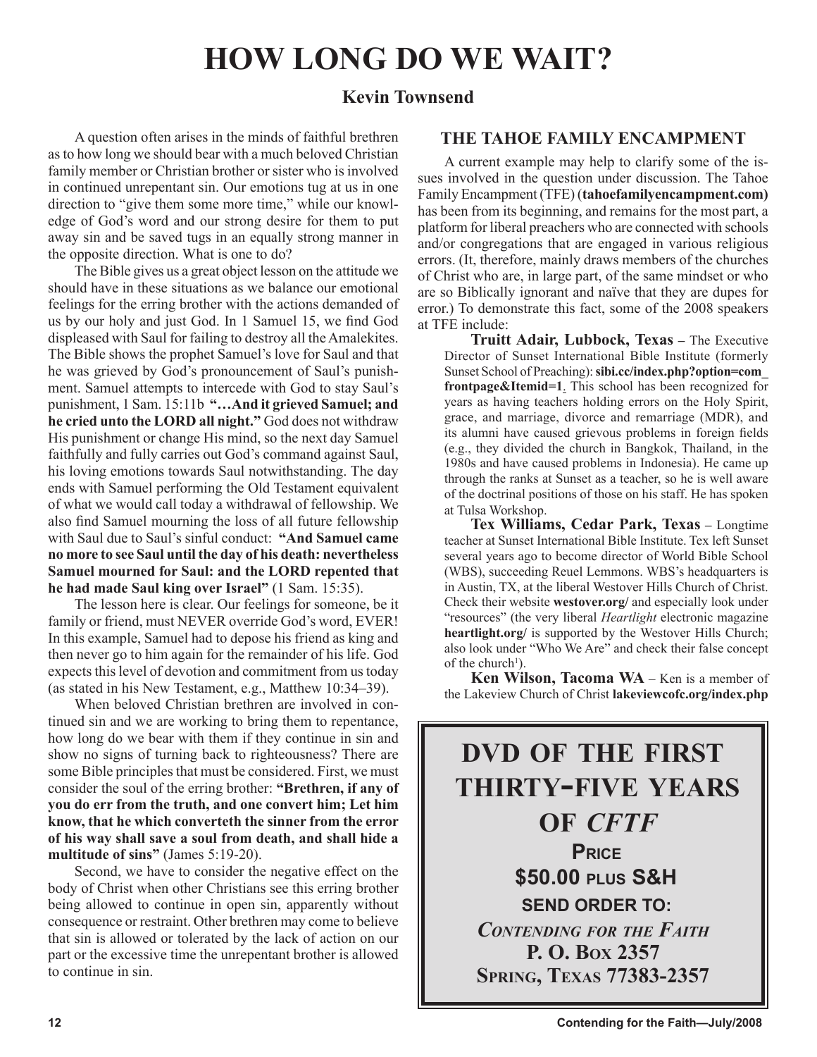# HOW LONG DO WE WAIT?

### Kevin Townsend

A question often arises in the minds of faithful brethren as to how long we should bear with a much beloved Christian family member or Christian brother or sister who is involved in continued unrepentant sin. Our emotions tug at us in one direction to "give them some more time," while our knowledge of God's word and our strong desire for them to put away sin and be saved tugs in an equally strong manner in the opposite direction. What is one to do?

The Bible gives us a great object lesson on the attitude we should have in these situations as we balance our emotional feelings for the erring brother with the actions demanded of us by our holy and just God. In 1 Samuel 15, we find God displeased with Saul for failing to destroy all the Amalekites. The Bible shows the prophet Samuel's love for Saul and that he was grieved by God's pronouncement of Saul's punishment. Samuel attempts to intercede with God to stay Saul's punishment, 1 Sam. 15:11b **"…And it grieved Samuel; and he cried unto the LORD all night."** God does not withdraw His punishment or change His mind, so the next day Samuel faithfully and fully carries out God's command against Saul, his loving emotions towards Saul notwithstanding. The day ends with Samuel performing the Old Testament equivalent of what we would call today a withdrawal of fellowship. We also find Samuel mourning the loss of all future fellowship with Saul due to Saul's sinful conduct: **"And Samuel came no more to see Saul until the day of his death: nevertheless Samuel mourned for Saul: and the LORD repented that he had made Saul king over Israel"** (1 Sam. 15:35).

The lesson here is clear. Our feelings for someone, be it family or friend, must NEVER override God's word, EVER! In this example, Samuel had to depose his friend as king and then never go to him again for the remainder of his life. God expects this level of devotion and commitment from us today (as stated in his New Testament, e.g., Matthew 10:34–39).

When beloved Christian brethren are involved in continued sin and we are working to bring them to repentance, how long do we bear with them if they continue in sin and show no signs of turning back to righteousness? There are some Bible principles that must be considered. First, we must consider the soul of the erring brother: **"Brethren, if any of you do err from the truth, and one convert him; Let him know, that he which converteth the sinner from the error of his way shall save a soul from death, and shall hide a multitude of sins"** (James 5:19-20).

Second, we have to consider the negative effect on the body of Christ when other Christians see this erring brother being allowed to continue in open sin, apparently without consequence or restraint. Other brethren may come to believe that sin is allowed or tolerated by the lack of action on our part or the excessive time the unrepentant brother is allowed to continue in sin.

## THE TAHOE FAMILY ENCAMPMENT

A current example may help to clarify some of the issues involved in the question under discussion. The Tahoe Family Encampment (TFE) (**tahoefamilyencampment.com)** has been from its beginning, and remains for the most part, a platform for liberal preachers who are connected with schools and/or congregations that are engaged in various religious errors. (It, therefore, mainly draws members of the churches of Christ who are, in large part, of the same mindset or who are so Biblically ignorant and naïve that they are dupes for error.) To demonstrate this fact, some of the 2008 speakers at TFE include:

**Truitt Adair, Lubbock, Texas –** The Executive Director of Sunset International Bible Institute (formerly Sunset School of Preaching): **sibi.cc/index.php?option=com_frontpage&Itemid=1**. This school has been recognized for years as having teachers holding errors on the Holy Spirit, grace, and marriage, divorce and remarriage (MDR), and its alumni have caused grievous problems in foreign fields (e.g., they divided the church in Bangkok, Thailand, in the 1980s and have caused problems in Indonesia). He came up through the ranks at Sunset as a teacher, so he is well aware of the doctrinal positions of those on his staff. He has spoken at Tulsa Workshop.

**Tex Williams, Cedar Park, Texas –** Longtime teacher at Sunset International Bible Institute. Tex left Sunset several years ago to become director of World Bible School (WBS), succeeding Reuel Lemmons. WBS's headquarters is in Austin, TX, at the liberal Westover Hills Church of Christ. Check their website **westover.org/** and especially look under "resources" (the very liberal *Heartlight* electronic magazine **heartlight.org/** is supported by the Westover Hills Church; also look under "Who We Are" and check their false concept of the church[1]).

**Ken Wilson, Tacoma WA** – Ken is a member of the Lakeview Church of Christ **lakeviewcofc.org/index.php**

---

**DVD OF THE FIRST THIRTY-FIVE YEARS OF *CFTF***

**PRICE**

**$50.00 PLUS S&H**

**SEND ORDER TO:**

***CONTENDING FOR THE FAITH***
**P. O. BOX 2357**
**SPRING, TEXAS 77383-2357**

---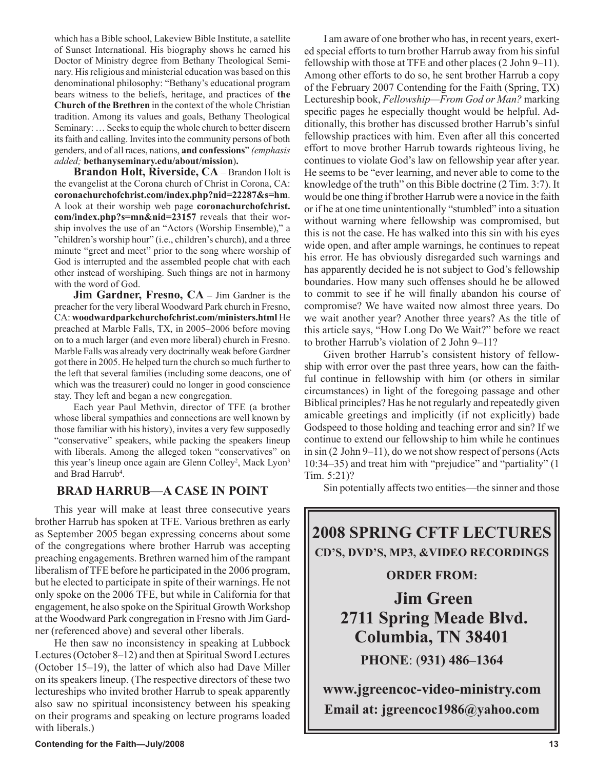which has a Bible school, Lakeview Bible Institute, a satellite of Sunset International. His biography shows he earned his Doctor of Ministry degree from Bethany Theological Seminary. His religious and ministerial education was based on this denominational philosophy: "Bethany's educational program bears witness to the beliefs, heritage, and practices of **the Church of the Brethren** in the context of the whole Christian tradition. Among its values and goals, Bethany Theological Seminary: … Seeks to equip the whole church to better discern its faith and calling. Invites into the community persons of both genders, and of all races, nations, **and confessions**" *(emphasis added;* **bethanyseminary.edu/about/mission**).

**Brandon Holt, Riverside, CA** – Brandon Holt is the evangelist at the Corona church of Christ in Corona, CA: **coronachurchofchrist.com/index.php?nid=22287&s=hm**. A look at their worship web page **coronachurchofchrist.com/index.php?s=mn&nid=23157** reveals that their worship involves the use of an "Actors (Worship Ensemble)," a "children's worship hour" (i.e., children's church), and a three minute "greet and meet" prior to the song where worship of God is interrupted and the assembled people chat with each other instead of worshiping. Such things are not in harmony with the word of God.

**Jim Gardner, Fresno, CA** – Jim Gardner is the preacher for the very liberal Woodward Park church in Fresno, CA: **woodwardparkchurchofchrist.com/ministers.html** He preached at Marble Falls, TX, in 2005–2006 before moving on to a much larger (and even more liberal) church in Fresno. Marble Falls was already very doctrinally weak before Gardner got there in 2005. He helped turn the church so much further to the left that several families (including some deacons, one of which was the treasurer) could no longer in good conscience stay. They left and began a new congregation.

Each year Paul Methvin, director of TFE (a brother whose liberal sympathies and connections are well known by those familiar with his history), invites a very few supposedly "conservative" speakers, while packing the speakers lineup with liberals. Among the alleged token "conservatives" on this year's lineup once again are Glenn Colley[2], Mack Lyon[3] and Brad Harrub[4].

## BRAD HARRUB—A CASE IN POINT

This year will make at least three consecutive years brother Harrub has spoken at TFE. Various brethren as early as September 2005 began expressing concerns about some of the congregations where brother Harrub was accepting preaching engagements. Brethren warned him of the rampant liberalism of TFE before he participated in the 2006 program, but he elected to participate in spite of their warnings. He not only spoke on the 2006 TFE, but while in California for that engagement, he also spoke on the Spiritual Growth Workshop at the Woodward Park congregation in Fresno with Jim Gardner (referenced above) and several other liberals.

He then saw no inconsistency in speaking at Lubbock Lectures (October 8–12) and then at Spiritual Sword Lectures (October 15–19), the latter of which also had Dave Miller on its speakers lineup. (The respective directors of these two lectureships who invited brother Harrub to speak apparently also saw no spiritual inconsistency between his speaking on their programs and speaking on lecture programs loaded with liberals.)

I am aware of one brother who has, in recent years, exerted special efforts to turn brother Harrub away from his sinful fellowship with those at TFE and other places (2 John 9–11). Among other efforts to do so, he sent brother Harrub a copy of the February 2007 Contending for the Faith (Spring, TX) Lectureship book, *Fellowship—From God or Man?* marking specific pages he especially thought would be helpful. Additionally, this brother has discussed brother Harrub's sinful fellowship practices with him. Even after all this concerted effort to move brother Harrub towards righteous living, he continues to violate God's law on fellowship year after year. He seems to be "ever learning, and never able to come to the knowledge of the truth" on this Bible doctrine (2 Tim. 3:7). It would be one thing if brother Harrub were a novice in the faith or if he at one time unintentionally "stumbled" into a situation without warning where fellowship was compromised, but this is not the case. He has walked into this sin with his eyes wide open, and after ample warnings, he continues to repeat his error. He has obviously disregarded such warnings and has apparently decided he is not subject to God's fellowship boundaries. How many such offenses should he be allowed to commit to see if he will finally abandon his course of compromise? We have waited now almost three years. Do we wait another year? Another three years? As the title of this article says, "How Long Do We Wait?" before we react to brother Harrub's violation of 2 John 9–11?

Given brother Harrub's consistent history of fellowship with error over the past three years, how can the faithful continue in fellowship with him (or others in similar circumstances) in light of the foregoing passage and other Biblical principles? Has he not regularly and repeatedly given amicable greetings and implicitly (if not explicitly) bade Godspeed to those holding and teaching error and sin? If we continue to extend our fellowship to him while he continues in sin (2 John 9–11), do we not show respect of persons (Acts 10:34–35) and treat him with "prejudice" and "partiality" (1 Tim. 5:21)?

Sin potentially affects two entities—the sinner and those

**2008 SPRING CFTF LECTURES**
**CD'S, DVD'S, MP3, &VIDEO RECORDINGS**

**ORDER FROM:**

**Jim Green**
**2711 Spring Meade Blvd.**
**Columbia, TN 38401**

**PHONE: (931) 486–1364**

**www.jgreencoc-video-ministry.com**
**Email at: jgreencoc1986@yahoo.com**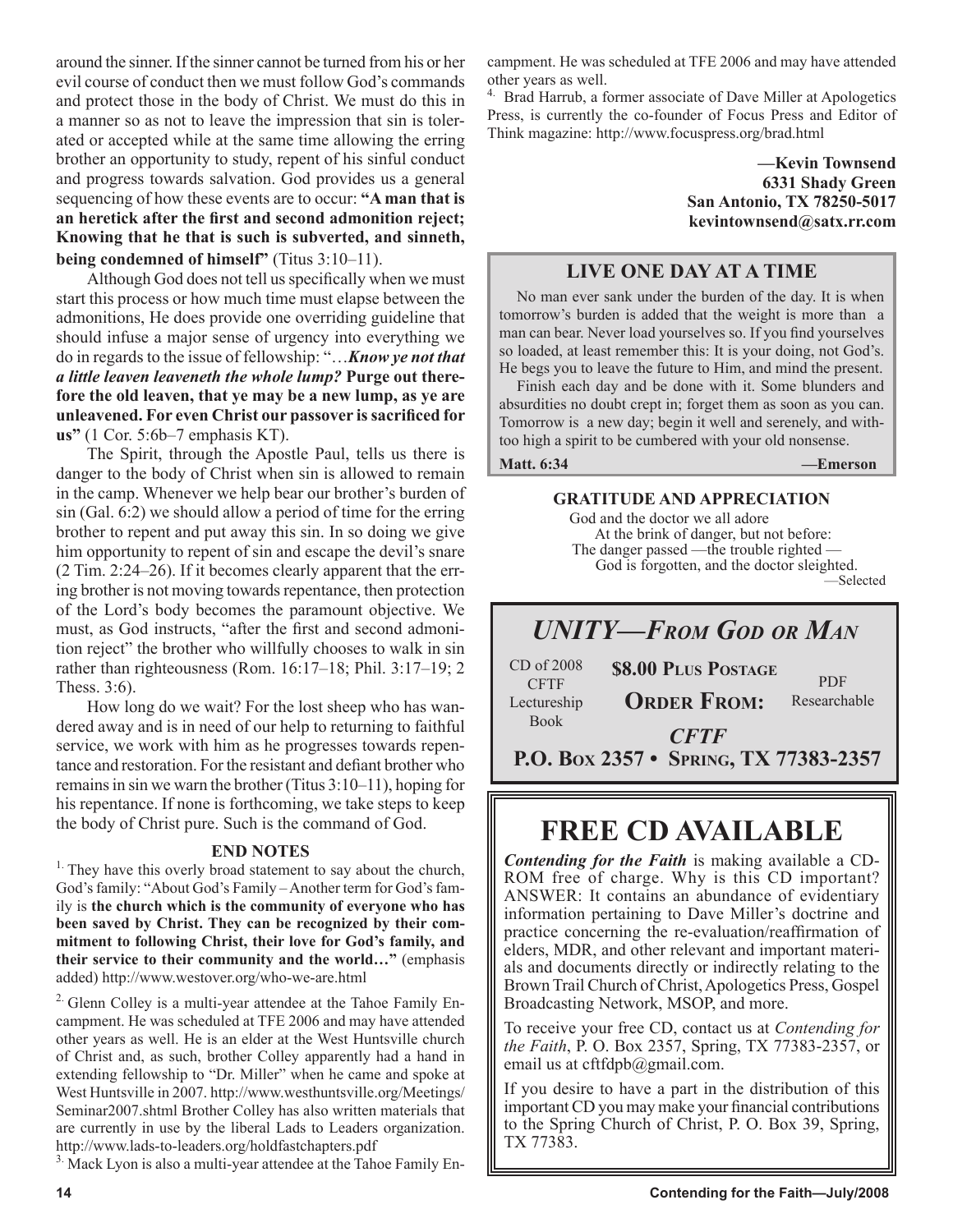around the sinner. If the sinner cannot be turned from his or her evil course of conduct then we must follow God's commands and protect those in the body of Christ. We must do this in a manner so as not to leave the impression that sin is tolerated or accepted while at the same time allowing the erring brother an opportunity to study, repent of his sinful conduct and progress towards salvation. God provides us a general sequencing of how these events are to occur: **"A man that is an heretick after the first and second admonition reject; Knowing that he that is such is subverted, and sinneth, being condemned of himself"** (Titus 3:10–11).

Although God does not tell us specifically when we must start this process or how much time must elapse between the admonitions, He does provide one overriding guideline that should infuse a major sense of urgency into everything we do in regards to the issue of fellowship: "…***Know ye not that a little leaven leaveneth the whole lump?*** **Purge out therefore the old leaven, that ye may be a new lump, as ye are unleavened. For even Christ our passover is sacrificed for us"** (1 Cor. 5:6b–7 emphasis KT).

The Spirit, through the Apostle Paul, tells us there is danger to the body of Christ when sin is allowed to remain in the camp. Whenever we help bear our brother's burden of sin (Gal. 6:2) we should allow a period of time for the erring brother to repent and put away this sin. In so doing we give him opportunity to repent of sin and escape the devil's snare (2 Tim. 2:24–26). If it becomes clearly apparent that the erring brother is not moving towards repentance, then protection of the Lord's body becomes the paramount objective. We must, as God instructs, "after the first and second admonition reject" the brother who willfully chooses to walk in sin rather than righteousness (Rom. 16:17–18; Phil. 3:17–19; 2 Thess. 3:6).

How long do we wait? For the lost sheep who has wandered away and is in need of our help to returning to faithful service, we work with him as he progresses towards repentance and restoration. For the resistant and defiant brother who remains in sin we warn the brother (Titus 3:10–11), hoping for his repentance. If none is forthcoming, we take steps to keep the body of Christ pure. Such is the command of God.

**END NOTES**

[1] They have this overly broad statement to say about the church, God's family: "About God's Family – Another term for God's family is **the church which is the community of everyone who has been saved by Christ. They can be recognized by their commitment to following Christ, their love for God's family, and their service to their community and the world…"** (emphasis added) http://www.westover.org/who-we-are.html

[2] Glenn Colley is a multi-year attendee at the Tahoe Family Encampment. He was scheduled at TFE 2006 and may have attended other years as well. He is an elder at the West Huntsville church of Christ and, as such, brother Colley apparently had a hand in extending fellowship to "Dr. Miller" when he came and spoke at West Huntsville in 2007. http://www.westhuntsville.org/Meetings/Seminar2007.shtml Brother Colley has also written materials that are currently in use by the liberal Lads to Leaders organization. http://www.lads-to-leaders.org/holdfastchapters.pdf

[3] Mack Lyon is also a multi-year attendee at the Tahoe Family Encampment. He was scheduled at TFE 2006 and may have attended other years as well.

[4] Brad Harrub, a former associate of Dave Miller at Apologetics Press, is currently the co-founder of Focus Press and Editor of Think magazine: http://www.focuspress.org/brad.html

**—Kevin Townsend**
**6331 Shady Green**
**San Antonio, TX 78250-5017**
**kevintownsend@satx.rr.com**

## LIVE ONE DAY AT A TIME

No man ever sank under the burden of the day. It is when tomorrow's burden is added that the weight is more than a man can bear. Never load yourselves so. If you find yourselves so loaded, at least remember this: It is your doing, not God's. He begs you to leave the future to Him, and mind the present.

Finish each day and be done with it. Some blunders and absurdities no doubt crept in; forget them as soon as you can. Tomorrow is a new day; begin it well and serenely, and withtoo high a spirit to be cumbered with your old nonsense.

**Matt. 6:34** **—Emerson**

**GRATITUDE AND APPRECIATION**

God and the doctor we all adore
At the brink of danger, but not before:
The danger passed —the trouble righted —
God is forgotten, and the doctor sleighted.

—Selected

## *UNITY—FROM GOD OR MAN*

CD of 2008 CFTF Lectureship Book

**$8.00 PLUS POSTAGE**

PDF Researchable

**ORDER FROM:**

***CFTF***

**P.O. BOX 2357 • SPRING, TX 77383-2357**

## FREE CD AVAILABLE

***Contending for the Faith*** is making available a CD-ROM free of charge. Why is this CD important? ANSWER: It contains an abundance of evidentiary information pertaining to Dave Miller's doctrine and practice concerning the re-evaluation/reaffirmation of elders, MDR, and other relevant and important materials and documents directly or indirectly relating to the Brown Trail Church of Christ, Apologetics Press, Gospel Broadcasting Network, MSOP, and more.

To receive your free CD, contact us at *Contending for the Faith*, P. O. Box 2357, Spring, TX 77383-2357, or email us at cftfdpb@gmail.com.

If you desire to have a part in the distribution of this important CD you may make your financial contributions to the Spring Church of Christ, P. O. Box 39, Spring, TX 77383.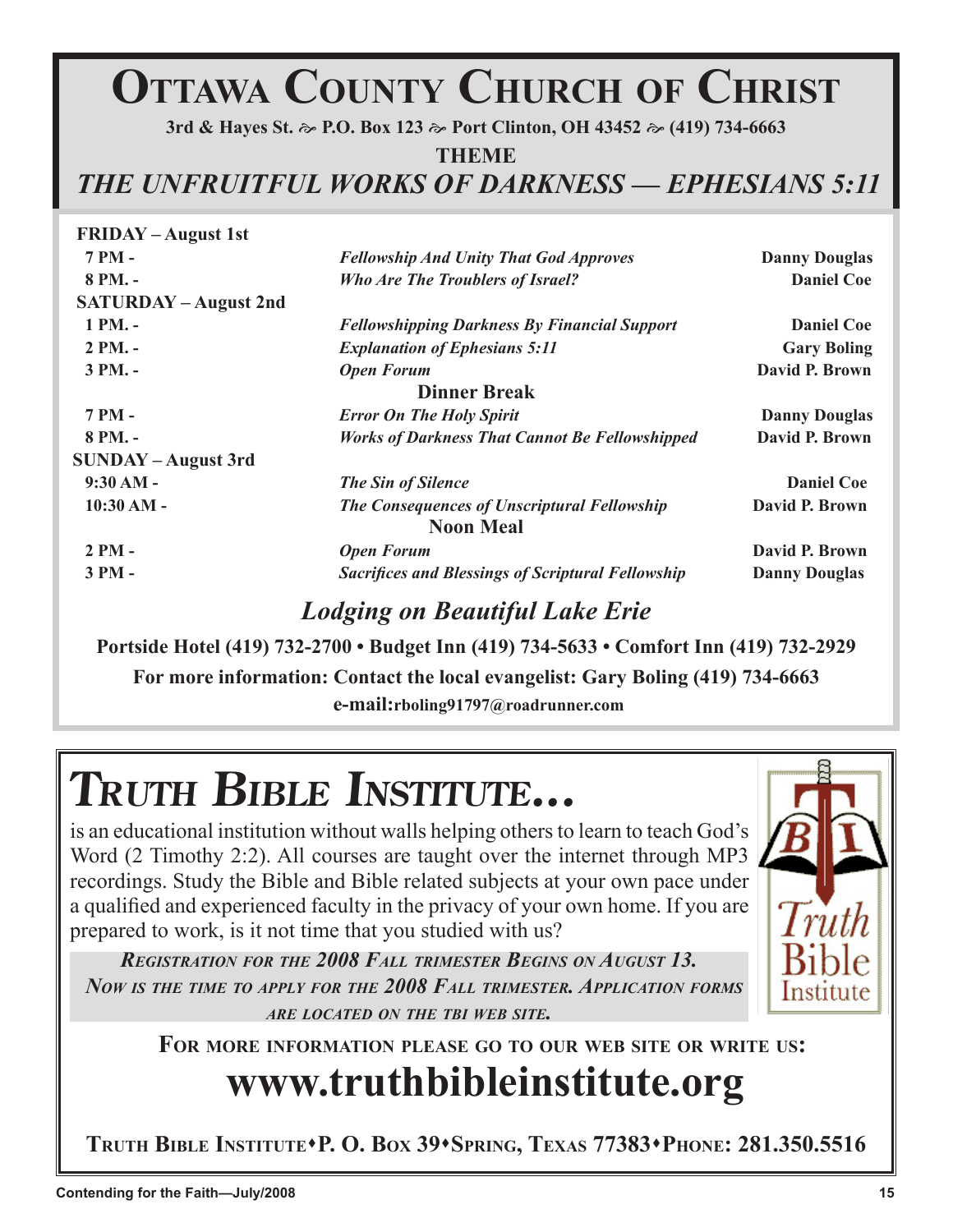# Ottawa County Church of Christ

**3rd & Hayes St. ~ P.O. Box 123 ~ Port Clinton, OH 43452 ~ (419) 734-6663**

**THEME**

## *THE UNFRUITFUL WORKS OF DARKNESS — EPHESIANS 5:11*

**FRIDAY – August 1st**

| Time | Topic | Speaker |
|---|---|---|
| **7 PM -** | ***Fellowship And Unity That God Approves*** | **Danny Douglas** |
| **8 PM. -** | ***Who Are The Troublers of Israel?*** | **Daniel Coe** |

**SATURDAY – August 2nd**

| Time | Topic | Speaker |
|---|---|---|
| **1 PM. -** | ***Fellowshipping Darkness By Financial Support*** | **Daniel Coe** |
| **2 PM. -** | ***Explanation of Ephesians 5:11*** | **Gary Boling** |
| **3 PM. -** | ***Open Forum*** | **David P. Brown** |
| | **Dinner Break** | |
| **7 PM -** | ***Error On The Holy Spirit*** | **Danny Douglas** |
| **8 PM. -** | ***Works of Darkness That Cannot Be Fellowshipped*** | **David P. Brown** |

**SUNDAY – August 3rd**

| Time | Topic | Speaker |
|---|---|---|
| **9:30 AM -** | ***The Sin of Silence*** | **Daniel Coe** |
| **10:30 AM -** | ***The Consequences of Unscriptural Fellowship*** | **David P. Brown** |
| | **Noon Meal** | |
| **2 PM -** | ***Open Forum*** | **David P. Brown** |
| **3 PM -** | ***Sacrifices and Blessings of Scriptural Fellowship*** | **Danny Douglas** |

### *Lodging on Beautiful Lake Erie*

**Portside Hotel (419) 732-2700 • Budget Inn (419) 734-5633 • Comfort Inn (419) 732-2929**

**For more information: Contact the local evangelist: Gary Boling (419) 734-6663**

**e-mail:rboling91797@roadrunner.com**

---

# *Truth Bible Institute...*

is an educational institution without walls helping others to learn to teach God's Word (2 Timothy 2:2). All courses are taught over the internet through MP3 recordings. Study the Bible and Bible related subjects at your own pace under a qualified and experienced faculty in the privacy of your own home. If you are prepared to work, is it not time that you studied with us?

***Registration for the 2008 Fall trimester Begins on August 13. Now is the time to apply for the 2008 Fall trimester. Application forms are located on the TBI web site.***

**For more information please go to our web site or write us:**

## www.truthbibleinstitute.org

**Truth Bible Institute•P. O. Box 39•Spring, Texas 77383•Phone: 281.350.5516**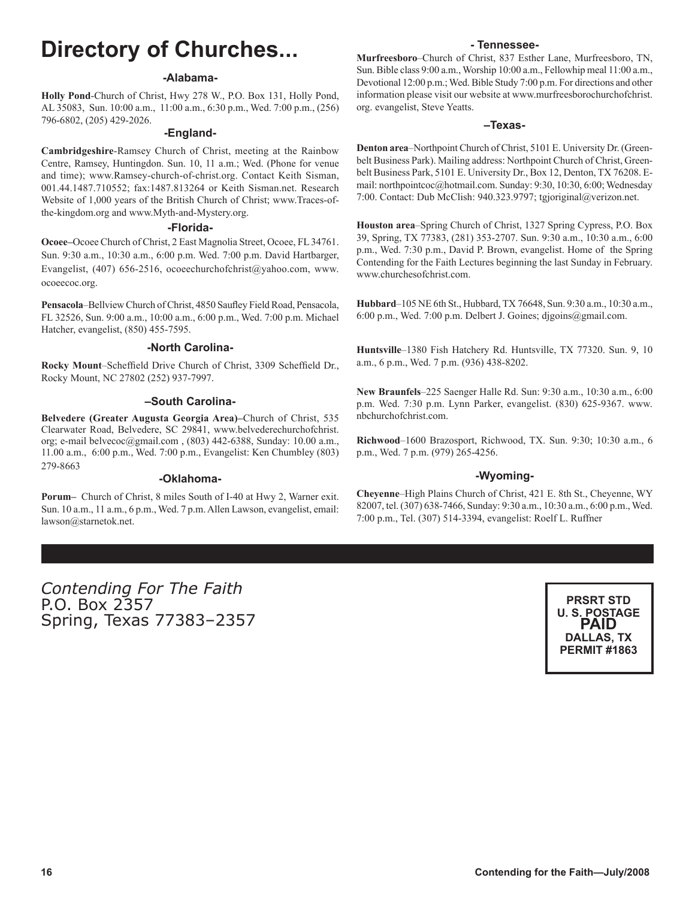# Directory of Churches...

## -Alabama-

**Holly Pond**-Church of Christ, Hwy 278 W., P.O. Box 131, Holly Pond, AL 35083, Sun. 10:00 a.m., 11:00 a.m., 6:30 p.m., Wed. 7:00 p.m., (256) 796-6802, (205) 429-2026.

## -England-

**Cambridgeshire**-Ramsey Church of Christ, meeting at the Rainbow Centre, Ramsey, Huntingdon. Sun. 10, 11 a.m.; Wed. (Phone for venue and time); www.Ramsey-church-of-christ.org. Contact Keith Sisman, 001.44.1487.710552; fax:1487.813264 or Keith Sisman.net. Research Website of 1,000 years of the British Church of Christ; www.Traces-of-the-kingdom.org and www.Myth-and-Mystery.org.

## -Florida-

**Ocoee–**Ocoee Church of Christ, 2 East Magnolia Street, Ocoee, FL 34761. Sun. 9:30 a.m., 10:30 a.m., 6:00 p.m. Wed. 7:00 p.m. David Hartbarger, Evangelist, (407) 656-2516, ocoeechurchofchrist@yahoo.com, www.ocoeecoc.org.

**Pensacola**–Bellview Church of Christ, 4850 Saufley Field Road, Pensacola, FL 32526, Sun. 9:00 a.m., 10:00 a.m., 6:00 p.m., Wed. 7:00 p.m. Michael Hatcher, evangelist, (850) 455-7595.

## -North Carolina-

**Rocky Mount**–Scheffield Drive Church of Christ, 3309 Scheffield Dr., Rocky Mount, NC 27802 (252) 937-7997.

## –South Carolina-

**Belvedere (Greater Augusta Georgia Area)–**Church of Christ, 535 Clearwater Road, Belvedere, SC 29841, www.belvederechurchofchrist.org; e-mail belvecoc@gmail.com , (803) 442-6388, Sunday: 10.00 a.m., 11.00 a.m., 6:00 p.m., Wed. 7:00 p.m., Evangelist: Ken Chumbley (803) 279-8663

## -Oklahoma-

**Porum–** Church of Christ, 8 miles South of I-40 at Hwy 2, Warner exit. Sun. 10 a.m., 11 a.m., 6 p.m., Wed. 7 p.m. Allen Lawson, evangelist, email: lawson@starnetok.net.

## - Tennessee-

**Murfreesboro**–Church of Christ, 837 Esther Lane, Murfreesboro, TN, Sun. Bible class 9:00 a.m., Worship 10:00 a.m., Fellowhip meal 11:00 a.m., Devotional 12:00 p.m.; Wed. Bible Study 7:00 p.m. For directions and other information please visit our website at www.murfreesborochurchofchrist.org. evangelist, Steve Yeatts.

## –Texas-

**Denton area**–Northpoint Church of Christ, 5101 E. University Dr. (Greenbelt Business Park). Mailing address: Northpoint Church of Christ, Greenbelt Business Park, 5101 E. University Dr., Box 12, Denton, TX 76208. E-mail: northpointcoc@hotmail.com. Sunday: 9:30, 10:30, 6:00; Wednesday 7:00. Contact: Dub McClish: 940.323.9797; tgjoriginal@verizon.net.

**Houston area**–Spring Church of Christ, 1327 Spring Cypress, P.O. Box 39, Spring, TX 77383, (281) 353-2707. Sun. 9:30 a.m., 10:30 a.m., 6:00 p.m., Wed. 7:30 p.m., David P. Brown, evangelist. Home of the Spring Contending for the Faith Lectures beginning the last Sunday in February. www.churchesofchrist.com.

**Hubbard**–105 NE 6th St., Hubbard, TX 76648, Sun. 9:30 a.m., 10:30 a.m., 6:00 p.m., Wed. 7:00 p.m. Delbert J. Goines; djgoins@gmail.com.

**Huntsville**–1380 Fish Hatchery Rd. Huntsville, TX 77320. Sun. 9, 10 a.m., 6 p.m., Wed. 7 p.m. (936) 438-8202.

**New Braunfels**–225 Saenger Halle Rd. Sun: 9:30 a.m., 10:30 a.m., 6:00 p.m. Wed. 7:30 p.m. Lynn Parker, evangelist. (830) 625-9367. www.nbchurchofchrist.com.

**Richwood**–1600 Brazosport, Richwood, TX. Sun. 9:30; 10:30 a.m., 6 p.m., Wed. 7 p.m. (979) 265-4256.

## -Wyoming-

**Cheyenne**–High Plains Church of Christ, 421 E. 8th St., Cheyenne, WY 82007, tel. (307) 638-7466, Sunday: 9:30 a.m., 10:30 a.m., 6:00 p.m., Wed. 7:00 p.m., Tel. (307) 514-3394, evangelist: Roelf L. Ruffner

---

*Contending For The Faith*
P.O. Box 2357
Spring, Texas 77383–2357

**PRSRT STD**
**U. S. POSTAGE**
**PAID**
**DALLAS, TX**
**PERMIT #1863**